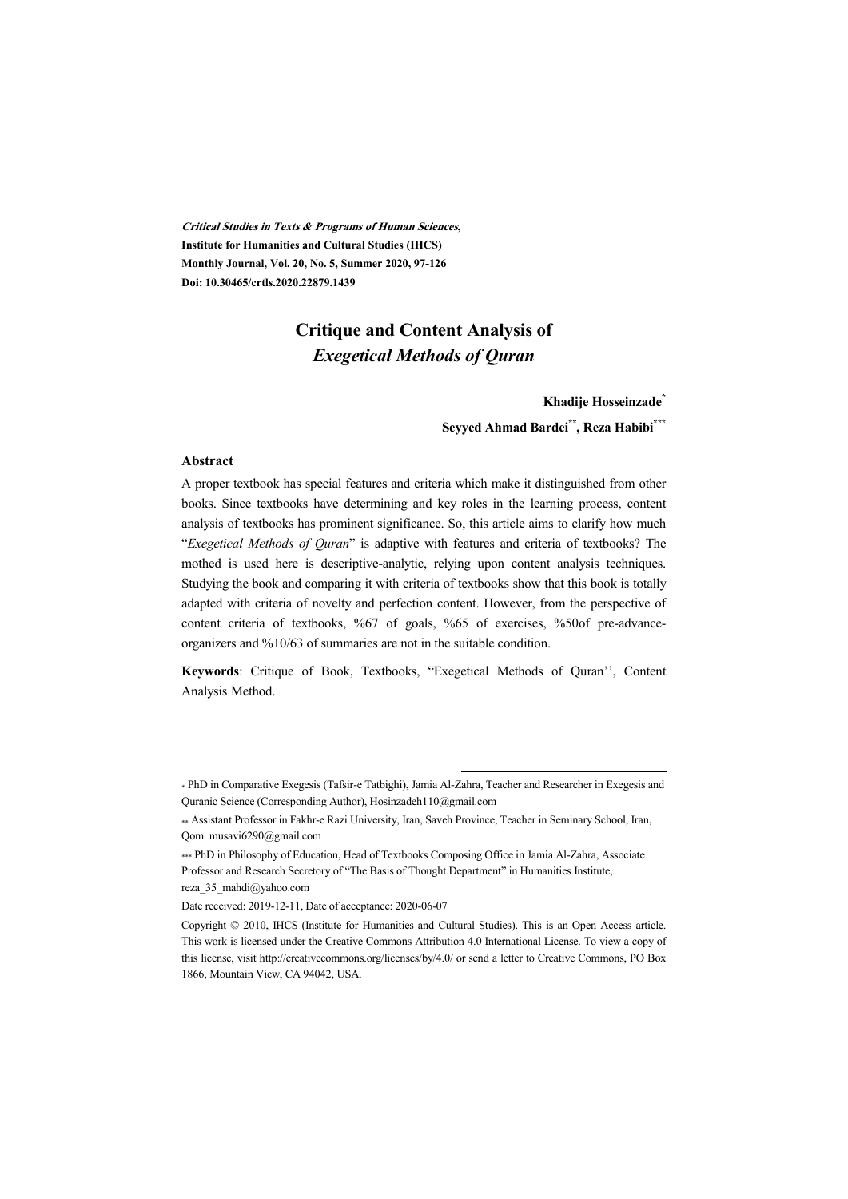*Critical Studies in Texts & Programs of Human Sciences*,
**Institute for Humanities and Cultural Studies (IHCS)**
**Monthly Journal, Vol. 20, No. 5, Summer 2020, 97-126**
**Doi: 10.30465/crtls.2020.22879.1439**

# Critique and Content Analysis of *Exegetical Methods of Quran*

**Khadije Hosseinzade[*]**

**Seyyed Ahmad Bardei[**], Reza Habibi[***]**

### Abstract

A proper textbook has special features and criteria which make it distinguished from other books. Since textbooks have determining and key roles in the learning process, content analysis of textbooks has prominent significance. So, this article aims to clarify how much "*Exegetical Methods of Quran*" is adaptive with features and criteria of textbooks? The mothed is used here is descriptive-analytic, relying upon content analysis techniques. Studying the book and comparing it with criteria of textbooks show that this book is totally adapted with criteria of novelty and perfection content. However, from the perspective of content criteria of textbooks, %67 of goals, %65 of exercises, %50of pre-advance-organizers and %10/63 of summaries are not in the suitable condition.

**Keywords**: Critique of Book, Textbooks, "Exegetical Methods of Quran'', Content Analysis Method.

---

[*] PhD in Comparative Exegesis (Tafsir-e Tatbighi), Jamia Al-Zahra, Teacher and Researcher in Exegesis and Quranic Science (Corresponding Author), Hosinzadeh110@gmail.com

[**] Assistant Professor in Fakhr-e Razi University, Iran, Saveh Province, Teacher in Seminary School, Iran, Qom musavi6290@gmail.com

[***] PhD in Philosophy of Education, Head of Textbooks Composing Office in Jamia Al-Zahra, Associate Professor and Research Secretory of "The Basis of Thought Department" in Humanities Institute, reza_35_mahdi@yahoo.com

Date received: 2019-12-11, Date of acceptance: 2020-06-07

Copyright © 2010, IHCS (Institute for Humanities and Cultural Studies). This is an Open Access article. This work is licensed under the Creative Commons Attribution 4.0 International License. To view a copy of this license, visit http://creativecommons.org/licenses/by/4.0/ or send a letter to Creative Commons, PO Box 1866, Mountain View, CA 94042, USA.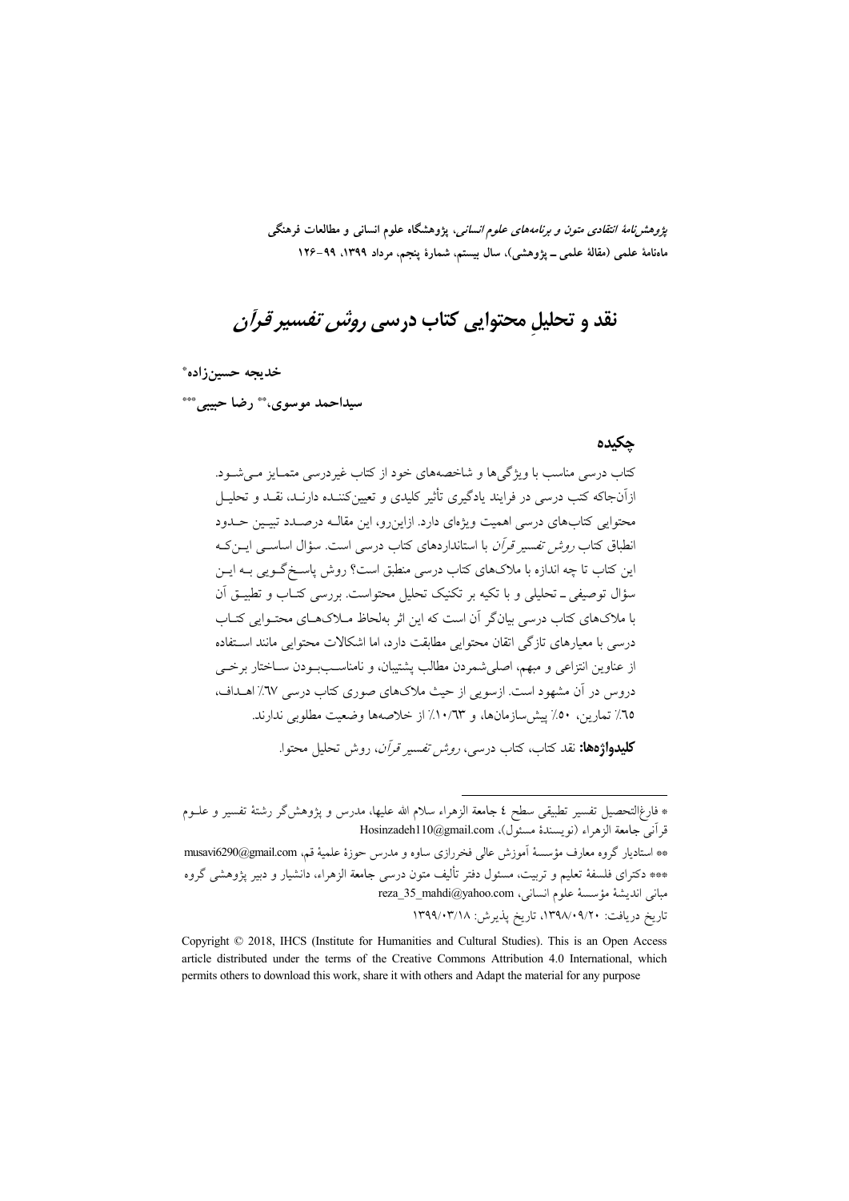# نقد و تحلیلِ محتوایی کتاب درسی *روش تفسیر قرآن*

**خدیجه حسین‌زاده***

**سیداحمد موسوی،** رضا حبیبی*****

## چکیده

کتاب درسی مناسب با ویژگی‌ها و شاخصه‌های خود از کتاب غیردرسی متمایز می‌شود. ازآن‌جاکه کتب درسی در فرایند یادگیری تأثیر کلیدی و تعیین‌کننده دارند، نقد و تحلیل محتوایی کتاب‌های درسی اهمیت ویژه‌ای دارد. ازاین‌رو، این مقاله درصدد تبیین حدود انطباق کتاب *روش تفسیر قرآن* با استانداردهای کتاب درسی است. سؤال اساسی این‌که این کتاب تا چه اندازه با ملاک‌های کتاب درسی منطبق است؟ روش پاسخ‌گویی به این سؤال توصیفی ـ تحلیلی و با تکیه بر تکنیک تحلیل محتواست. بررسی کتاب و تطبیق آن با ملاک‌های کتاب درسی بیان‌گر آن است که این اثر به‌لحاظ ملاک‌های محتوایی کتاب درسی با معیارهای تازگی اتقان محتوایی مطابقت دارد، اما اشکالات محتوایی مانند استفاده از عناوین انتزاعی و مبهم، اصلی‌شمردن مطالب پشتیبان، و نامناسب‌بودن ساختار برخی دروس در آن مشهود است. ازسویی از حیث ملاک‌های صوری کتاب درسی ٦٧٪ اهداف، ٦٥٪ تمارین، ٥٠٪ پیش‌سازمان‌ها، و ١٠/٦٣٪ از خلاصه‌ها وضعیت مطلوبی ندارند.

**کلیدواژه‌ها:** نقد کتاب، کتاب درسی، *روش تفسیر قرآن*، روش تحلیل محتوا.

---

* فارغ‌التحصیل تفسیر تطبیقی سطح ٤ جامعة الزهراء سلام الله علیها، مدرس و پژوهش‌گر رشتهٔ تفسیر و علوم قرآنی جامعة الزهراء (نویسندهٔ مسئول)، Hosinzadeh110@gmail.com

** استادیار گروه معارف مؤسسهٔ آموزش عالی فخررازی ساوه و مدرس حوزهٔ علمیهٔ قم، musavi6290@gmail.com

*** دکترای فلسفهٔ تعلیم و تربیت، مسئول دفتر تألیف متون درسی جامعة الزهراء، دانشیار و دبیر پژوهشی گروه مبانی اندیشهٔ مؤسسهٔ علوم انسانی، reza_35_mahdi@yahoo.com

تاریخ دریافت: ١٣٩٨/٠٩/٢٠، تاریخ پذیرش: ١٣٩٩/٠٣/١٨

Copyright © 2018, IHCS (Institute for Humanities and Cultural Studies). This is an Open Access article distributed under the terms of the Creative Commons Attribution 4.0 International, which permits others to download this work, share it with others and Adapt the material for any purpose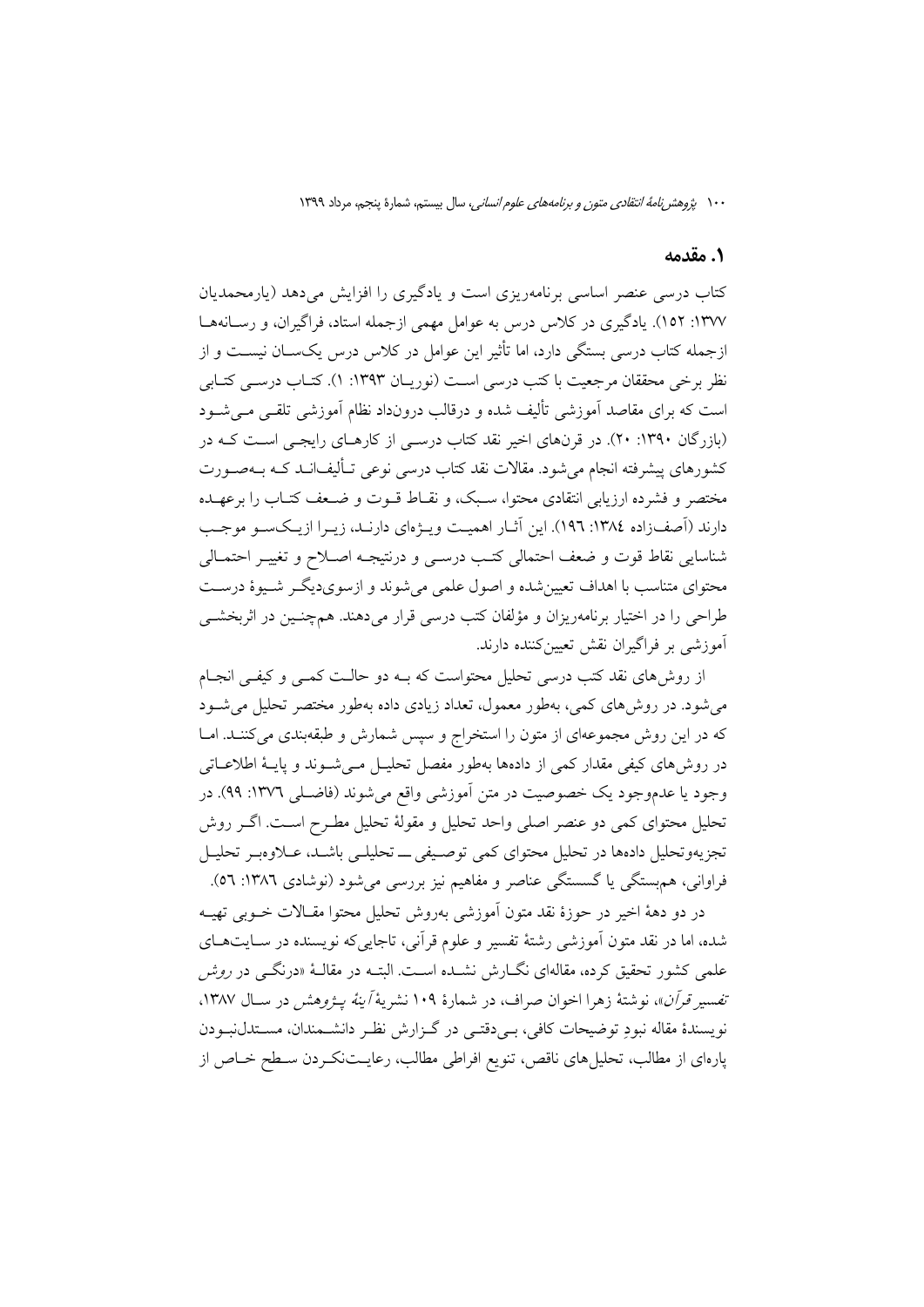## ۱. مقدمه

کتاب درسی عنصر اساسی برنامه‌ریزی است و یادگیری را افزایش می‌دهد (یارمحمدیان ۱۳۷۷: ۱۵۲). یادگیری در کلاس درس به عوامل مهمی ازجمله استاد، فراگیران، و رسانه‌ها ازجمله کتاب درسی بستگی دارد، اما تأثیر این عوامل در کلاس درس یکسان نیست و از نظر برخی محققان مرجعیت با کتب درسی است (نوریان ۱۳۹۳: ۱). کتاب درسی کتابی است که برای مقاصد آموزشی تألیف شده و درقالب درونداد نظام آموزشی تلقی می‌شود (بازرگان ۱۳۹۰: ۲۰). در قرن‌های اخیر نقد کتاب درسی از کارهای رایجی است که در کشورهای پیشرفته انجام می‌شود. مقالات نقد کتاب درسی نوعی تألیف‌اند که به‌صورت مختصر و فشرده ارزیابی انتقادی محتوا، سبک، و نقاط قوت و ضعف کتاب را برعهده دارند (آصف‌زاده ۱۳۸٤: ۱۹٦). این آثار اهمیت ویژه‌ای دارند، زیرا ازیک‌سو موجب شناسایی نقاط قوت و ضعف احتمالی کتب درسی و درنتیجه اصلاح و تغییر احتمالی محتوای متناسب با اهداف تعیین‌شده و اصول علمی می‌شوند و ازسوی‌دیگر شیوهٔ درست طراحی را در اختیار برنامه‌ریزان و مؤلفان کتب درسی قرار می‌دهند. هم‌چنین در اثربخشی آموزشی بر فراگیران نقش تعیین‌کننده دارند.

از روش‌های نقد کتب درسی تحلیل محتواست که به دو حالت کمی و کیفی انجام می‌شود. در روش‌های کمی، به‌طور معمول، تعداد زیادی داده به‌طور مختصر تحلیل می‌شود که در این روش مجموعه‌ای از متون را استخراج و سپس شمارش و طبقه‌بندی می‌کنند. اما در روش‌های کیفی مقدار کمی از داده‌ها به‌طور مفصل تحلیل می‌شوند و پایهٔ اطلاعاتی وجود یا عدم‌وجود یک خصوصیت در متن آموزشی واقع می‌شوند (فاضلی ۱۳۷٦: ۹۹). در تحلیل محتوای کمی دو عنصر اصلی واحد تحلیل و مقولهٔ تحلیل مطرح است. اگر روش تجزیه‌وتحلیل داده‌ها در تحلیل محتوای کمی توصیفی ـــ تحلیلی باشد، علاوه‌بر تحلیل فراوانی، هم‌بستگی یا گسستگی عناصر و مفاهیم نیز بررسی می‌شود (نوشادی ۱۳۸٦: ٥٦).

در دو دههٔ اخیر در حوزهٔ نقد متون آموزشی به‌روش تحلیل محتوا مقالات خوبی تهیه شده، اما در نقد متون آموزشی رشتهٔ تفسیر و علوم قرآنی، تاجایی‌که نویسنده در سایت‌های علمی کشور تحقیق کرده، مقاله‌ای نگارش نشده است. البته در مقالهٔ «درنگی در *روش تفسیر قرآن*»، نوشتهٔ زهرا اخوان صراف، در شمارهٔ ۱۰۹ نشریهٔ *آینهٔ پژوهش* در سال ۱۳۸۷، نویسندهٔ مقاله نبودِ توضیحات کافی، بی‌دقتی در گزارش نظر دانشمندان، مستدل‌نبودن پاره‌ای از مطالب، تحلیل‌های ناقص، تنویع افراطی مطالب، رعایت‌نکردن سطح خاص از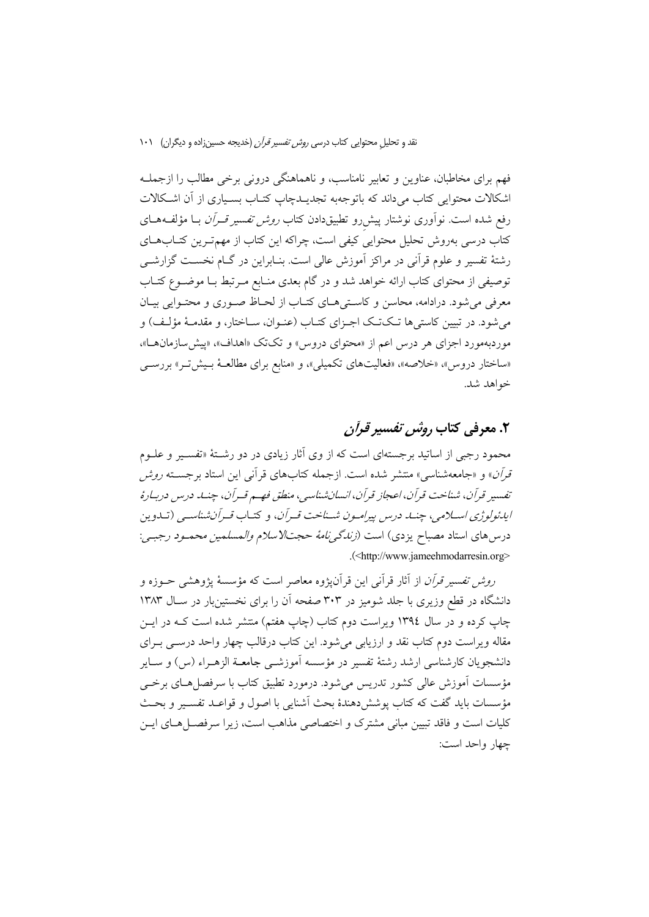فهم برای مخاطبان، عناوین و تعابیر نامناسب، و ناهماهنگی درونی برخی مطالب را ازجملـه اشکالات محتوایی کتاب می‌داند که باتوجه‌به تجدیـدچاپ کتـاب بسـیاری از آن اشـکالات رفع شده است. نوآوری نوشتار پیش‌رو تطبیق‌دادن کتاب *روش تفسیر قـرآن* بـا مؤلفـه‌هـای کتاب درسی به‌روش تحلیل محتوایی کیفی است، چراکه این کتاب از مهم‌تـرین کتـاب‌هـای رشتهٔ تفسیر و علوم قرآنی در مراکز آموزش عالی است. بنـابراین در گـام نخسـت گزارشـی توصیفی از محتوای کتاب ارائه خواهد شد و در گام بعدی منـابع مـرتبط بـا موضـوع کتـاب معرفی می‌شود. درادامه، محاسن و کاسـتی‌هـای کتـاب از لحـاظ صـوری و محتـوایی بیـان می‌شود. در تبیین کاستی‌ها تـک‌تـک اجـزای کتـاب (عنـوان، سـاختار، و مقدمـهٔ مؤلـف) و موردبه‌مورد اجزای هر درس اعم از «محتوای دروس» و تک‌تک «اهداف»، «پیش‌سازمان‌هـا»، «ساختار دروس»، «خلاصه»، «فعالیت‌های تکمیلی»، و «منابع برای مطالعـهٔ بـیش‌تـر» بررسـی خواهد شد.

## ۲. معرفی کتاب *روش تفسیر قرآن*

محمود رجبی از اساتید برجسته‌ای است که از وی آثار زیادی در دو رشـتهٔ «تفسـیر و علـوم قرآن» و «جامعه‌شناسی» منتشر شده است. ازجمله کتاب‌های قرآنی این استاد برجسـته *روش تفسیر قرآن*، *شناخت قرآن*، *اعجاز قرآن*، *انسان‌شناسی*، *منطق فهـم قـرآن*، *چنـد درس دربـارهٔ ایدئولوژی اسـلامی*، *چنـد درس پیرامـون شـناخت قـرآن*، و کتـاب *قـرآن‌شناسـی* (تـدوین درس‌های استاد مصباح یزدی) است (*زندگی‌نامهٔ حجت‌الاسلام والمسلمین محمـود رجبـی*: <http://www.jameehmodarresin.org>).

*روش تفسیر قرآن* از آثار قرآنی این قرآن‌پژوه معاصر است که مؤسسهٔ پژوهشی حـوزه و دانشگاه در قطع وزیری با جلد شومیز در ۳۰۳ صفحه آن را برای نخستین‌بار در سـال ۱۳۸۳ چاپ کرده و در سال ۱۳۹٤ ویراست دوم کتاب (چاپ هفتم) منتشر شده است کـه در ایـن مقاله ویراست دوم کتاب نقد و ارزیابی می‌شود. این کتاب درقالب چهار واحد درسـی بـرای دانشجویان کارشناسی ارشد رشتهٔ تفسیر در مؤسسه آموزشـی جامعـة الزهـراء (س) و سـایر مؤسسات آموزش عالی کشور تدریس می‌شود. درمورد تطبیق کتاب با سرفصل‌هـای برخـی مؤسسات باید گفت که کتاب پوشش‌دهندهٔ بحث آشنایی با اصول و قواعـد تفسـیر و بحـث کلیات است و فاقد تبیین مبانی مشترک و اختصاصی مذاهب است، زیرا سرفصـل‌هـای ایـن چهار واحد است: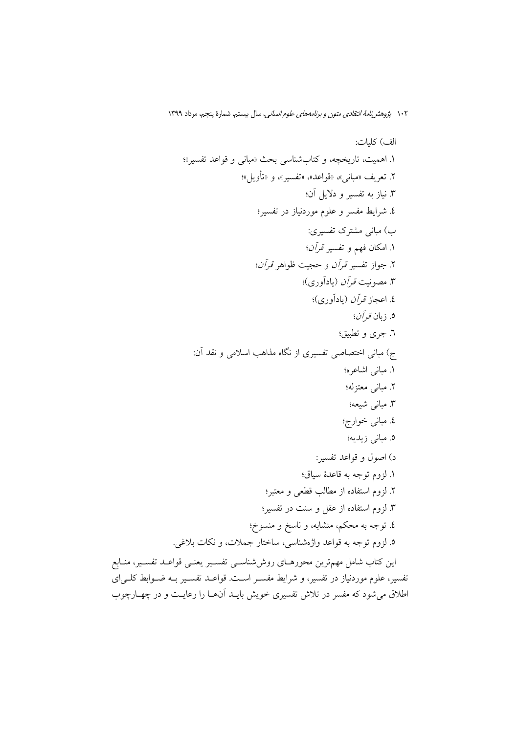الف) کلیات:

۱. اهمیت، تاریخچه، و کتاب‌شناسی بحث «مبانی و قواعد تفسیر»؛

۲. تعریف «مبانی»، «قواعد»، «تفسیر»، و «تأویل»؛

۳. نیاز به تفسیر و دلایل آن؛

٤. شرایط مفسر و علوم موردنیاز در تفسیر؛

ب) مبانی مشترک تفسیری:

۱. امکان فهم و تفسیر *قرآن*؛

۲. جواز تفسیر *قرآن* و حجیت ظواهر *قرآن*؛

۳. مصونیت *قرآن* (یادآوری)؛

٤. اعجاز *قرآن* (یادآوری)؛

۵. زبان *قرآن*؛

٦. جری و تطبیق؛

ج) مبانی اختصاصی تفسیری از نگاه مذاهب اسلامی و نقد آن:

۱. مبانی اشاعره؛

۲. مبانی معتزله؛

۳. مبانی شیعه؛

٤. مبانی خوارج؛

۵. مبانی زیدیه؛

د) اصول و قواعد تفسیر:

۱. لزوم توجه به قاعدهٔ سیاق؛

۲. لزوم استفاده از مطالب قطعی و معتبر؛

۳. لزوم استفاده از عقل و سنت در تفسیر؛

٤. توجه به محکم، متشابه، و ناسخ و منسوخ؛

۵. لزوم توجه به قواعد واژه‌شناسی، ساختار جملات، و نکات بلاغی.

این کتاب شامل مهم‌ترین محورهای روش‌شناسی تفسیر یعنی قواعد تفسیر، منابع تفسیر، علوم موردنیاز در تفسیر، و شرایط مفسر است. قواعد تفسیر به ضوابط کلی‌ای اطلاق می‌شود که مفسر در تلاش تفسیری خویش باید آن‌ها را رعایت و در چهارچوب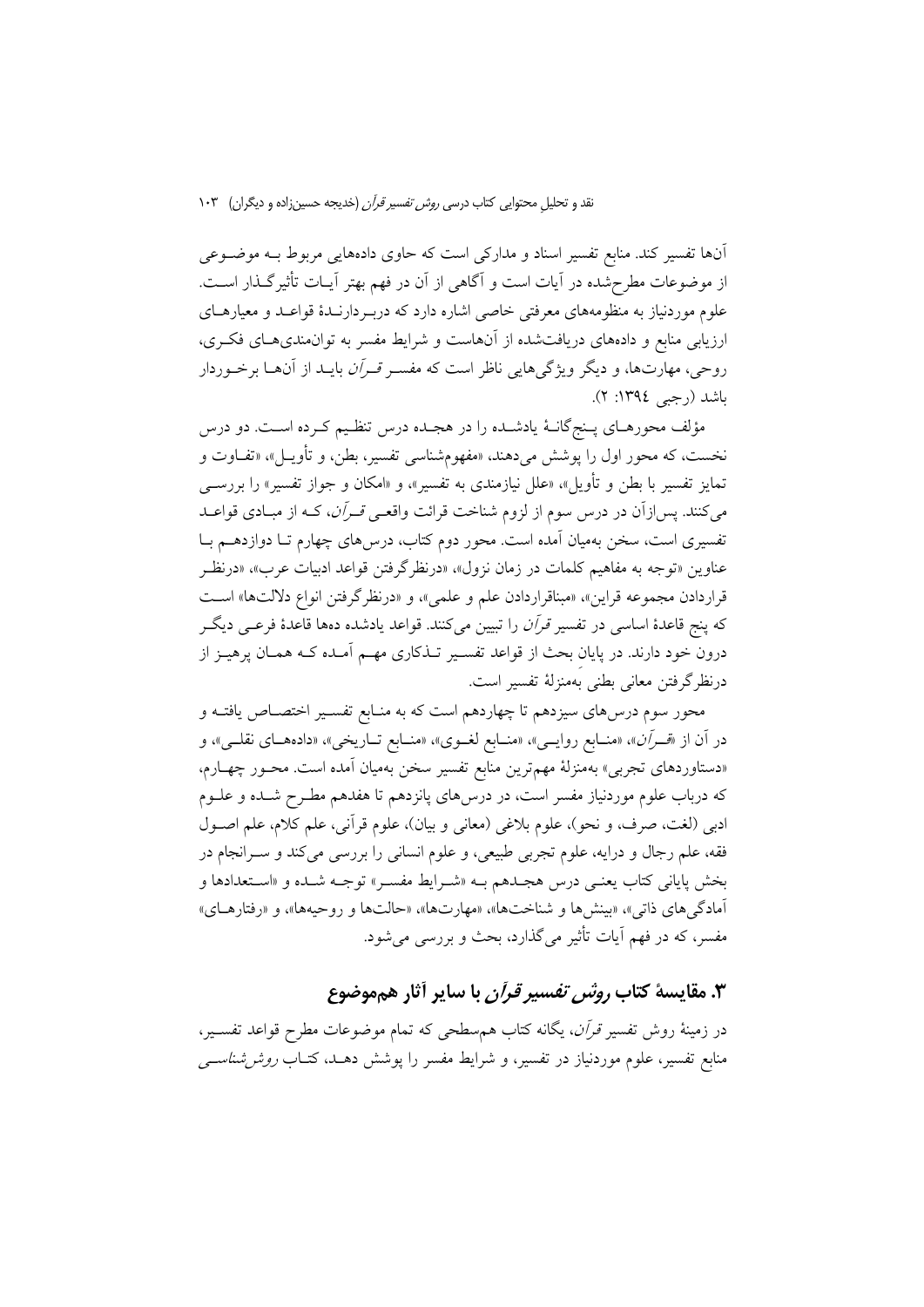آن‌ها تفسیر کند. منابع تفسیر اسناد و مدارکی است که حاوی داده‌هایی مربوط بـه موضـوعی از موضوعات مطرح‌شده در آیات است و آگاهی از آن در فهم بهتر آیـات تأثیرگـذار اسـت. علوم موردنیاز به منظومه‌های معرفتی خاصی اشاره دارد که دربـردارنـدهٔ قواعـد و معیارهـای ارزیابی منابع و داده‌های دریافت‌شده از آن‌هاست و شرایط مفسر به توان‌مندی‌هـای فکـری، روحی، مهارت‌ها، و دیگر ویژگی‌هایی ناظر است که مفسـر *قـرآن* بایـد از آن‌هـا برخـوردار باشد (رجبی ۱۳۹٤: ۲).

مؤلف محورهـای پـنج‌گانـهٔ یادشـده را در هجـده درس تنظـیم کـرده اسـت. دو درس نخست، که محور اول را پوشش می‌دهند، «مفهوم‌شناسی تفسیر، بطن، و تأویـل»، «تفـاوت و تمایز تفسیر با بطن و تأویل»، «علل نیازمندی به تفسیر»، و «امکان و جواز تفسیر» را بررسـی می‌کنند. پس‌ازآن در درس سوم از لزوم شناخت قرائت واقعـی *قـرآن*، کـه از مبـادی قواعـد تفسیری است، سخن به‌میان آمده است. محور دوم کتاب، درس‌های چهارم تـا دوازدهـم بـا عناوین «توجه به مفاهیم کلمات در زمان نزول»، «درنظرگرفتن قواعد ادبیات عرب»، «درنظـر قراردادن مجموعه قراین»، «مبناقراردادن علم و علمی»، و «درنظرگرفتن انواع دلالت‌ها» اسـت که پنج قاعدهٔ اساسی در تفسیر *قرآن* را تبیین می‌کنند. قواعد یادشده ده‌ها قاعدهٔ فرعـی دیگـر درون خود دارند. در پایانِ بحث از قواعد تفسـیر تـذکاری مهـم آمـده کـه همـان پرهیـز از درنظرگرفتن معانی بطنی به‌منزلهٔ تفسیر است.

محور سوم درس‌های سیزدهم تا چهاردهم است که به منـابع تفسـیر اختصـاص یافتـه و در آن از «*قـرآن*»، «منـابع روایـی»، «منـابع لغـوی»، «منـابع تـاریخی»، «داده‌هـای نقلـی»، و «دستاوردهای تجربی» به‌منزلهٔ مهم‌ترین منابع تفسیر سخن به‌میان آمده است. محـور چهـارم، که درباب علوم موردنیاز مفسر است، در درس‌های پانزدهم تا هفدهم مطـرح شـده و علـوم ادبی (لغت، صرف، و نحو)، علوم بلاغی (معانی و بیان)، علوم قرآنی، علم کلام، علم اصـول فقه، علم رجال و درایه، علوم تجربی طبیعی، و علوم انسانی را بررسی می‌کند و سـرانجام در بخش پایانی کتاب یعنـی درس هجـدهم بـه «شـرایط مفسـر» توجـه شـده و «اسـتعدادها و آمادگی‌های ذاتی»، «بینش‌ها و شناخت‌ها»، «مهارت‌ها»، «حالت‌ها و روحیه‌ها»، و «رفتارهـای» مفسر، که در فهم آیات تأثیر می‌گذارد، بحث و بررسی می‌شود.

## ۳. مقایسهٔ کتاب *روش تفسیر قرآن* با سایر آثار هم‌موضوع

در زمینهٔ روش تفسیر *قرآن*، یگانه کتاب هم‌سطحی که تمام موضوعات مطرح قواعد تفسـیر، منابع تفسیر، علوم موردنیاز در تفسیر، و شرایط مفسر را پوشش دهـد، کتـاب *روش‌شناسـی*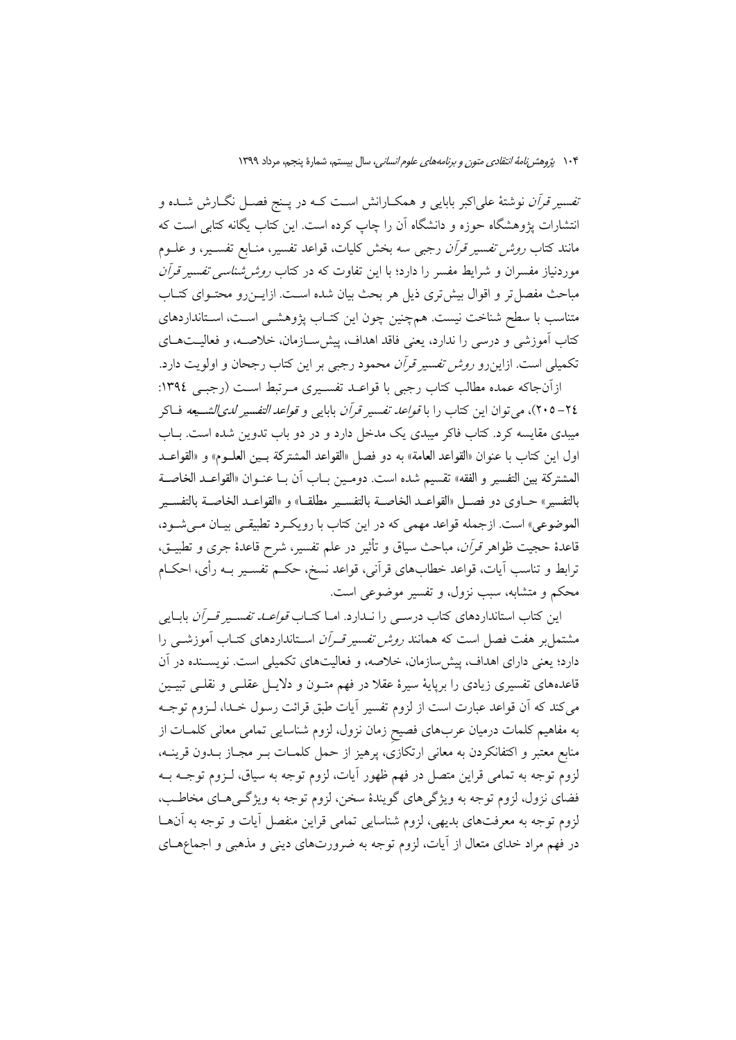*تفسیر قرآن* نوشتهٔ علی‌اکبر بابایی و همکارانش است که در پنج فصل نگارش شده و انتشارات پژوهشگاه حوزه و دانشگاه آن را چاپ کرده است. این کتاب یگانه کتابی است که مانند کتاب *روش تفسیر قرآن* رجبی سه بخش کلیات، قواعد تفسیر، منابع تفسیر، و علوم موردنیاز مفسران و شرایط مفسر را دارد؛ با این تفاوت که در کتاب *روش‌شناسی تفسیر قرآن* مباحث مفصل‌تر و اقوال بیش‌تری ذیل هر بحث بیان شده است. ازاین‌رو محتوای کتاب متناسب با سطح شناخت نیست. هم‌چنین چون این کتاب پژوهشی است، استانداردهای کتاب آموزشی و درسی را ندارد، یعنی فاقد اهداف، پیش‌سازمان، خلاصه، و فعالیت‌های تکمیلی است. ازاین‌رو *روش تفسیر قرآن* محمود رجبی بر این کتاب رجحان و اولویت دارد.

ازآن‌جاکه عمده مطالب کتاب رجبی با قواعد تفسیری مرتبط است (رجبی ۱۳۹٤: ٢٤– ٢٠٥)، می‌توان این کتاب را با *قواعد تفسیر قرآن* بابایی و *قواعد التفسیر لدی‌الشیعه* فاکر میبدی مقایسه کرد. کتاب فاکر میبدی یک مدخل دارد و در دو باب تدوین شده است. باب اول این کتاب با عنوان «القواعد العامة» به دو فصل «القواعد المشترکة بین العلوم» و «القواعد المشترکة بین التفسیر و الفقه» تقسیم شده است. دومین باب آن با عنوان «القواعد الخاصة بالتفسیر» حاوی دو فصل «القواعد الخاصة بالتفسیر مطلقا» و «القواعد الخاصة بالتفسیر الموضوعی» است. ازجمله قواعد مهمی که در این کتاب با رویکرد تطبیقی بیان می‌شود، قاعدهٔ حجیت ظواهر *قرآن*، مباحث سیاق و تأثیر در علم تفسیر، شرح قاعدهٔ جری و تطبیق، ترابط و تناسب آیات، قواعد خطاب‌های قرآنی، قواعد نسخ، حکم تفسیر به رأی، احکام محکم و متشابه، سبب نزول، و تفسیر موضوعی است.

این کتاب استانداردهای کتاب درسی را ندارد. اما کتاب *قواعد تفسیر قرآن* بابایی مشتمل‌بر هفت فصل است که همانند *روش تفسیر قرآن* استانداردهای کتاب آموزشی را دارد؛ یعنی دارای اهداف، پیش‌سازمان، خلاصه، و فعالیت‌های تکمیلی است. نویسنده در آن قاعده‌های تفسیری زیادی را برپایهٔ سیرهٔ عقلا در فهم متون و دلایل عقلی و نقلی تبیین می‌کند که آن قواعد عبارت است از لزوم تفسیر آیات طبق قرائت رسول خدا، لزوم توجه به مفاهیم کلمات درمیان عرب‌های فصیحِ زمان نزول، لزوم شناسایی تمامی معانی کلمات از منابع معتبر و اکتفانکردن به معانی ارتکازی، پرهیز از حمل کلمات بر مجاز بدون قرینه، لزوم توجه به تمامی قراین متصل در فهم ظهور آیات، لزوم توجه به سیاق، لزوم توجه به فضای نزول، لزوم توجه به ویژگی‌های گویندهٔ سخن، لزوم توجه به ویژگی‌های مخاطب، لزوم توجه به معرفت‌های بدیهی، لزوم شناسایی تمامی قراین منفصل آیات و توجه به آن‌ها در فهم مراد خدای متعال از آیات، لزوم توجه به ضرورت‌های دینی و مذهبی و اجماع‌های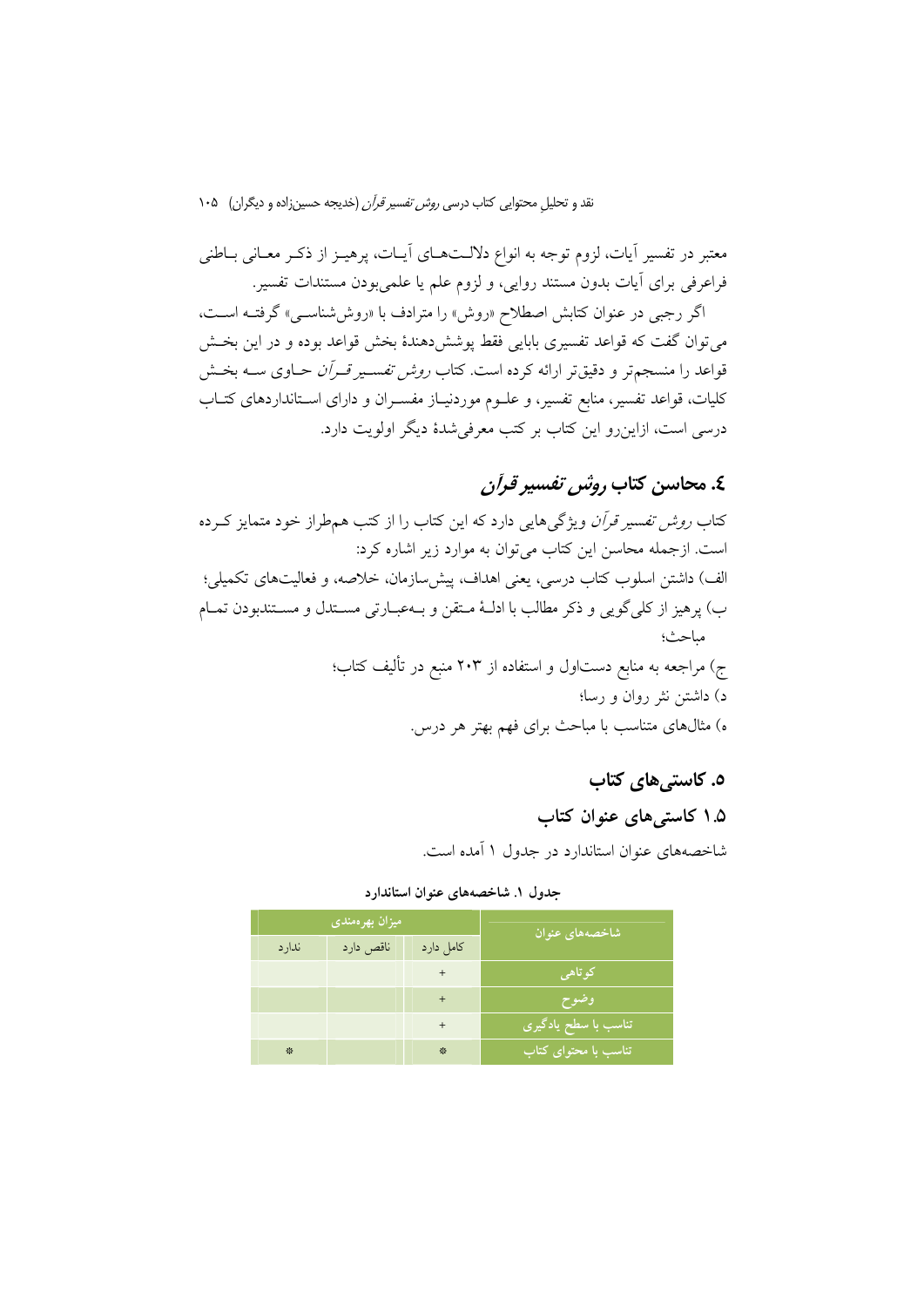معتبر در تفسیر آیات، لزوم توجه به انواع دلالت‌های آیات، پرهیز از ذکر معانی باطنی فراعرفی برای آیات بدون مستند روایی، و لزوم علم یا علمی‌بودن مستندات تفسیر.

اگر رجبی در عنوان کتابش اصطلاح «روش» را مترادف با «روش‌شناسی» گرفته است، می‌توان گفت که قواعد تفسیری بابایی فقط پوشش‌دهندهٔ بخش قواعد بوده و در این بخش قواعد را منسجم‌تر و دقیق‌تر ارائه کرده است. کتاب *روش تفسیر قرآن* حاوی سه بخش کلیات، قواعد تفسیر، منابع تفسیر، و علوم موردنیاز مفسران و دارای استانداردهای کتاب درسی است، ازاین‌رو این کتاب بر کتب معرفی‌شدهٔ دیگر اولویت دارد.

## ۴. محاسن کتاب *روش تفسیر قرآن*

کتاب *روش تفسیر قرآن* ویژگی‌هایی دارد که این کتاب را از کتب هم‌طراز خود متمایز کرده است. ازجمله محاسن این کتاب می‌توان به موارد زیر اشاره کرد:

الف) داشتن اسلوب کتاب درسی، یعنی اهداف، پیش‌سازمان، خلاصه، و فعالیت‌های تکمیلی؛

ب) پرهیز از کلی‌گویی و ذکر مطالب با ادلهٔ متقن و به‌عبارتی مستدل و مستندبودن تمام مباحث؛

ج) مراجعه به منابع دست‌اول و استفاده از ۲۰۳ منبع در تألیف کتاب؛

د) داشتن نثر روان و رسا؛

ه) مثال‌های متناسب با مباحث برای فهم بهتر هر درس.

## ۵. کاستی‌های کتاب

### ۱.۵ کاستی‌های عنوان کتاب

شاخصه‌های عنوان استاندارد در جدول ۱ آمده است.

**جدول ۱. شاخصه‌های عنوان استاندارد**

| شاخصه‌های عنوان | میزان بهره‌مندی | | |
|---|---|---|---|
| | کامل دارد | ناقص دارد | ندارد |
| کوتاهی | + | | |
| وضوح | + | | |
| تناسب با سطح یادگیری | + | | |
| تناسب با محتوای کتاب | ❊ | | ❊ |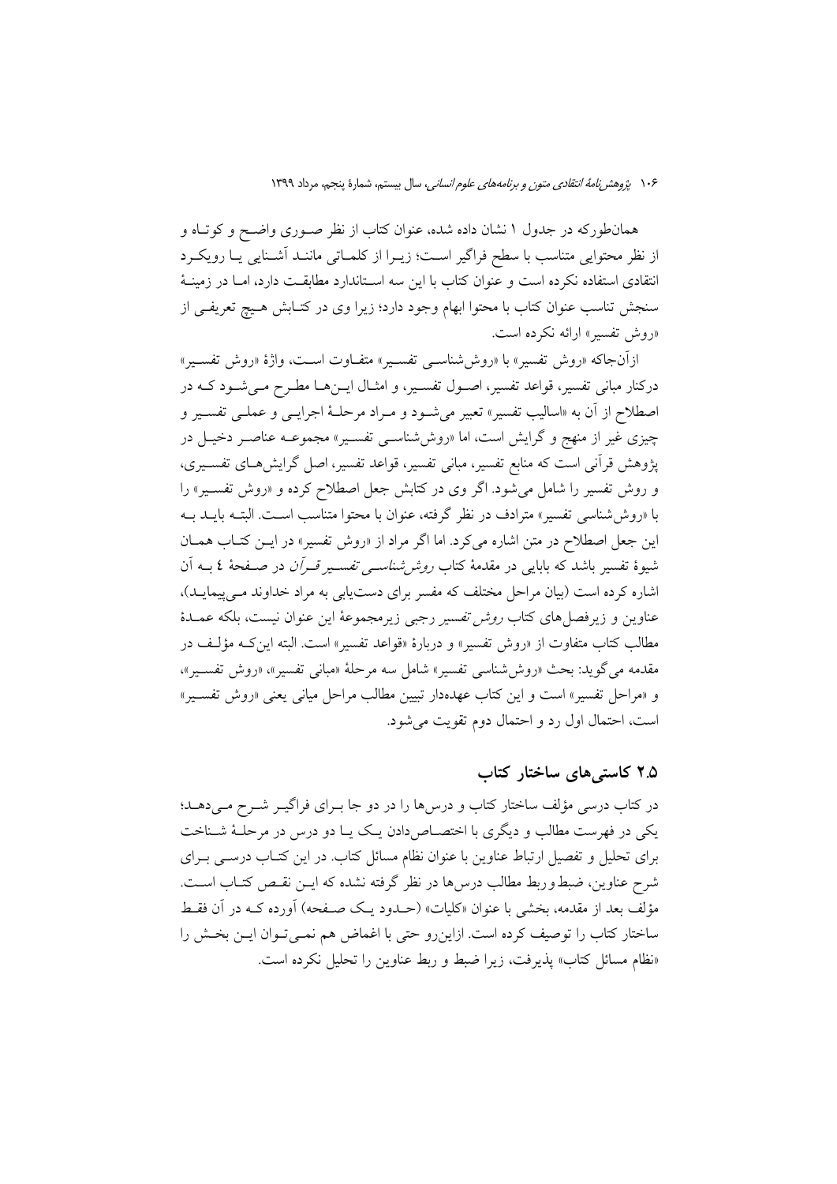همان‌طورکه در جدول ۱ نشان داده شده، عنوان کتاب از نظر صوری واضح و کوتاه و از نظر محتوایی متناسب با سطح فراگیر است؛ زیرا از کلماتی مانند آشنایی یا رویکرد انتقادی استفاده نکرده است و عنوان کتاب با این سه استاندارد مطابقت دارد، اما در زمینهٔ سنجش تناسب عنوان کتاب با محتوا ابهام وجود دارد؛ زیرا وی در کتابش هیچ تعریفی از «روش تفسیر» ارائه نکرده است.

ازآن‌جاکه «روش تفسیر» با «روش‌شناسی تفسیر» متفاوت است، واژهٔ «روش تفسیر» درکنار مبانی تفسیر، قواعد تفسیر، اصول تفسیر، و امثال این‌ها مطرح می‌شود که در اصطلاح از آن به «اسالیب تفسیر» تعبیر می‌شود و مراد مرحلهٔ اجرایی و عملی تفسیر و چیزی غیر از منهج و گرایش است، اما «روش‌شناسی تفسیر» مجموعه عناصر دخیل در پژوهش قرآنی است که منابع تفسیر، مبانی تفسیر، قواعد تفسیر، اصل گرایش‌های تفسیری، و روش تفسیر را شامل می‌شود. اگر وی در کتابش جعل اصطلاح کرده و «روش تفسیر» را با «روش‌شناسی تفسیر» مترادف در نظر گرفته، عنوان با محتوا متناسب است. البته باید به این جعل اصطلاح در متن اشاره می‌کرد. اما اگر مراد از «روش تفسیر» در این کتاب همان شیوهٔ تفسیر باشد که بابایی در مقدمهٔ کتاب *روش‌شناسی تفسیر قرآن* در صفحهٔ ٤ به آن اشاره کرده است (بیان مراحل مختلف که مفسر برای دست‌یابی به مراد خداوند می‌پیماید)، عناوین و زیرفصل‌های کتاب *روش تفسیر* رجبی زیرمجموعهٔ این عنوان نیست، بلکه عمدهٔ مطالب کتاب متفاوت از «روش تفسیر» و دربارهٔ «قواعد تفسیر» است. البته این‌که مؤلف در مقدمه می‌گوید: بحث «روش‌شناسی تفسیر» شامل سه مرحلهٔ «مبانی تفسیر»، «روش تفسیر»، و «مراحل تفسیر» است و این کتاب عهده‌دار تبیین مطالب مراحل میانی یعنی «روش تفسیر» است، احتمال اول رد و احتمال دوم تقویت می‌شود.

## ۲.۵ کاستی‌های ساختار کتاب

در کتاب درسی مؤلف ساختار کتاب و درس‌ها را در دو جا برای فراگیر شرح می‌دهد؛ یکی در فهرست مطالب و دیگری با اختصاص‌دادن یک یا دو درس در مرحلهٔ شناخت برای تحلیل و تفصیل ارتباط عناوین با عنوان نظام مسائل کتاب. در این کتاب درسی برای شرح عناوین، ضبط‌وربط مطالب درس‌ها در نظر گرفته نشده که این نقص کتاب است. مؤلف بعد از مقدمه، بخشی با عنوان «کلیات» (حدود یک صفحه) آورده که در آن فقط ساختار کتاب را توصیف کرده است. ازاین‌رو حتی با اغماض هم نمی‌توان این بخش را «نظام مسائل کتاب» پذیرفت، زیرا ضبط و ربط عناوین را تحلیل نکرده است.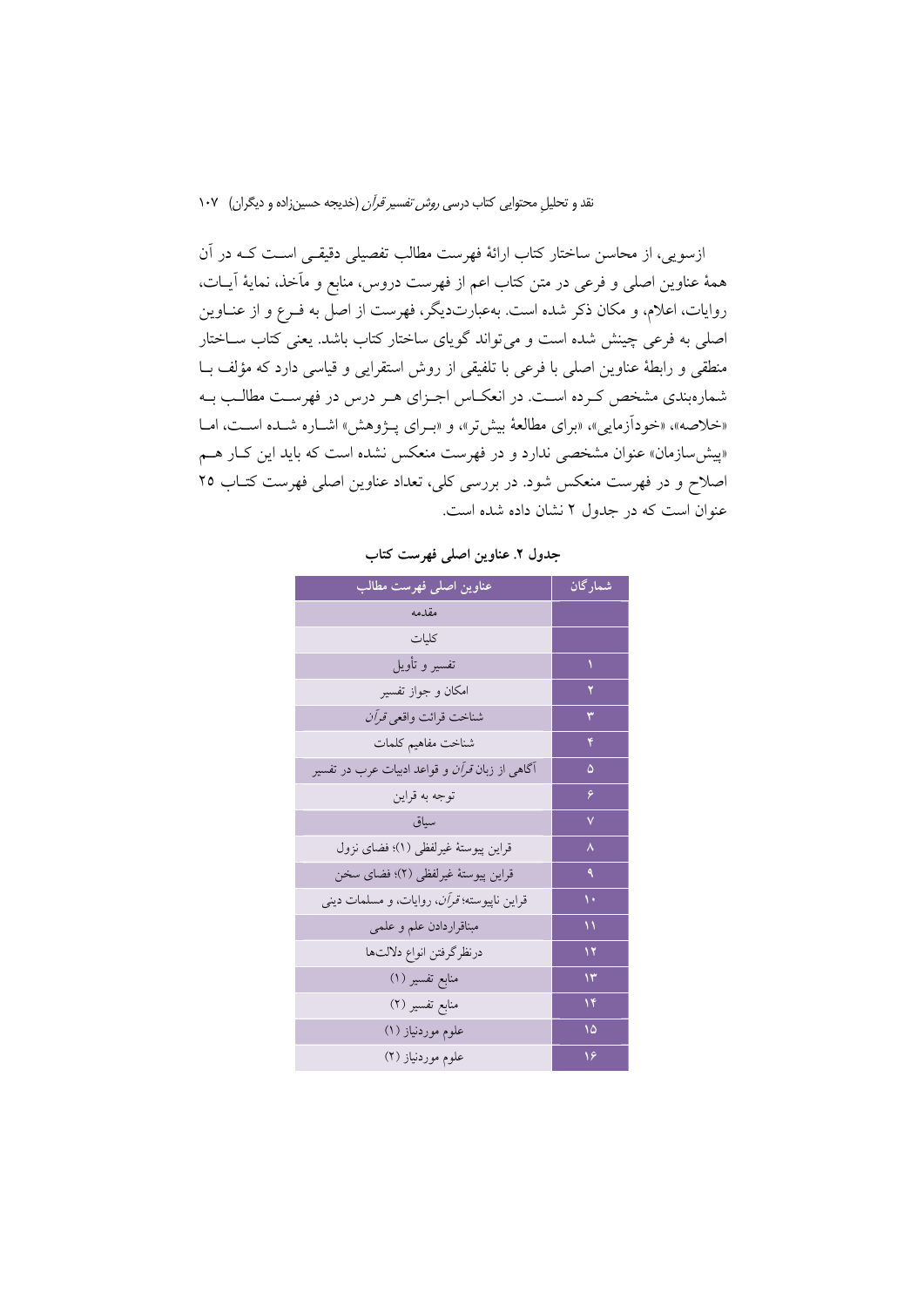ازسویی، از محاسن ساختار کتاب ارائهٔ فهرست مطالب تفصیلی دقیقی است که در آن همهٔ عناوین اصلی و فرعی در متن کتاب اعم از فهرست دروس، منابع و مآخذ، نمایهٔ آیات، روایات، اعلام، و مکان ذکر شده است. به‌عبارت‌دیگر، فهرست از اصل به فرع و از عناوین اصلی به فرعی چینش شده است و می‌تواند گویای ساختار کتاب باشد. یعنی کتاب ساختار منطقی و رابطهٔ عناوین اصلی با فرعی با تلفیقی از روش استقرایی و قیاسی دارد که مؤلف با شماره‌بندی مشخص کرده است. در انعکاس اجزای هر درس در فهرست مطالب به «خلاصه»، «خودآزمایی»، «برای مطالعهٔ بیش‌تر»، و «برای پژوهش» اشاره شده است، اما «پیش‌سازمان» عنوان مشخصی ندارد و در فهرست منعکس نشده است که باید این کار هم اصلاح و در فهرست منعکس شود. در بررسی کلی، تعداد عناوین اصلی فهرست کتاب ۲۵ عنوان است که در جدول ۲ نشان داده شده است.

**جدول ۲. عناوین اصلی فهرست کتاب**

| شمارگان | عناوین اصلی فهرست مطالب |
|---|---|
| | مقدمه |
| | کلیات |
| ۱ | تفسیر و تأویل |
| ۲ | امکان و جواز تفسیر |
| ۳ | شناخت قرائت واقعی *قرآن* |
| ۴ | شناخت مفاهیم کلمات |
| ۵ | آگاهی از زبان *قرآن* و قواعد ادبیات عرب در تفسیر |
| ۶ | توجه به قراین |
| ۷ | سیاق |
| ۸ | قراین پیوستهٔ غیرلفظی (۱)؛ فضای نزول |
| ۹ | قراین پیوستهٔ غیرلفظی (۲)؛ فضای سخن |
| ۱۰ | قراین ناپیوسته؛ *قرآن*، روایات، و مسلمات دینی |
| ۱۱ | مبناقراردادن علم و علمی |
| ۱۲ | درنظرگرفتن انواع دلالت‌ها |
| ۱۳ | منابع تفسیر (۱) |
| ۱۴ | منابع تفسیر (۲) |
| ۱۵ | علوم موردنیاز (۱) |
| ۱۶ | علوم موردنیاز (۲) |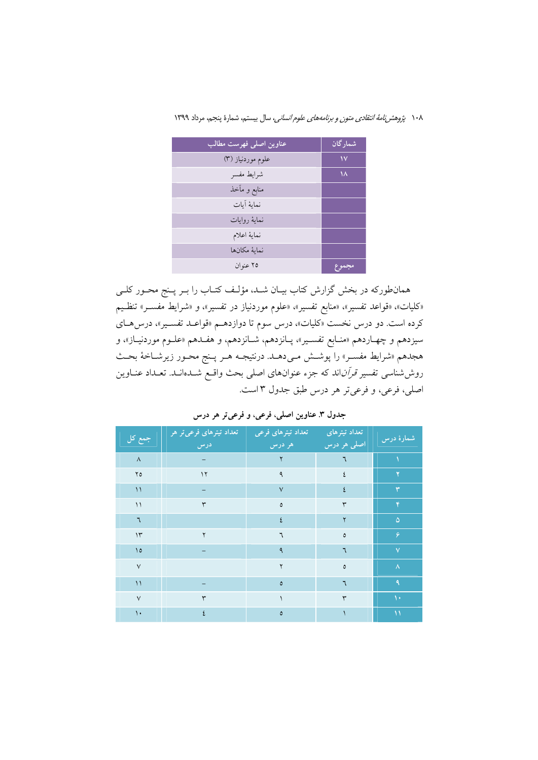| شمارگان | عناوین اصلی فهرست مطالب |
|---|---|
| ۱۷ | علوم موردنیاز (۳) |
| ۱۸ | شرایط مفسر |
| | منابع و مآخذ |
| | نمایهٔ آیات |
| | نمایهٔ روایات |
| | نمایهٔ اعلام |
| | نمایهٔ مکان‌ها |
| مجموع | ۲۵ عنوان |

همان‌طورکه در بخش گزارش کتاب بیان شد، مؤلف کتاب را بر پنج محور کلی «کلیات»، «قواعد تفسیر»، «منابع تفسیر»، «علوم موردنیاز در تفسیر»، و «شرایط مفسر» تنظیم کرده است. دو درس نخست «کلیات»، درس سوم تا دوازدهم «قواعد تفسیر»، درس‌های سیزدهم و چهاردهم «منابع تفسیر»، پانزدهم، شانزدهم، و هفدهم «علوم موردنیاز»، و هجدهم «شرایط مفسر» را پوشش می‌دهد. درنتیجه هر پنج محور زیرشاخهٔ بحث روش‌شناسی تفسیر *قرآن*‌اند که جزء عنوان‌های اصلی بحث واقع شده‌اند. تعداد عناوین اصلی، فرعی، و فرعی‌تر هر درس طبق جدول ۳ است.

**جدول ۳. عناوین اصلی، فرعی، و فرعی‌تر هر درس**

| شمارهٔ درس | تعداد تیترهای اصلی هر درس | تعداد تیترهای فرعی هر درس | تعداد تیترهای فرعی‌تر هر درس | جمع کل |
|---|---|---|---|---|
| ۱ | ٦ | ۲ | – | ۸ |
| ۲ | ٤ | ۹ | ۱۲ | ۲۵ |
| ۳ | ٤ | ۷ | – | ۱۱ |
| ۴ | ۳ | ٥ | ۳ | ۱۱ |
| ۵ | ۲ | ٤ | | ٦ |
| ۶ | ٥ | ٦ | ۲ | ۱۳ |
| ۷ | ٦ | ۹ | – | ۱٥ |
| ۸ | ٥ | ۲ | | ۷ |
| ۹ | ٦ | ٥ | – | ۱۱ |
| ۱۰ | ۳ | ۱ | ۳ | ۷ |
| ۱۱ | ۱ | ٥ | ٤ | ۱۰ |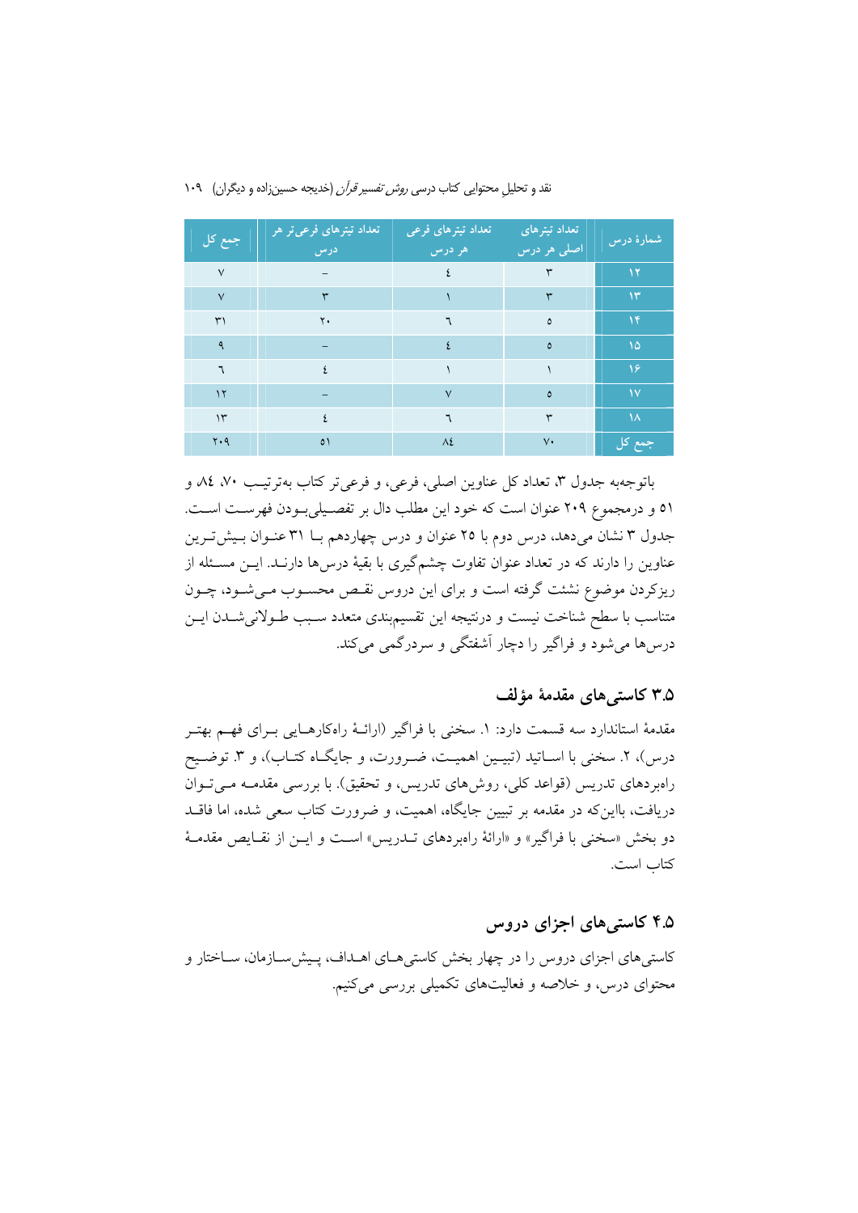| شمارهٔ درس | تعداد تیترهای اصلی هر درس | تعداد تیترهای فرعی هر درس | تعداد تیترهای فرعی‌تر هر درس | جمع کل |
|---|---|---|---|---|
| ۱۲ | ۳ | ٤ | – | ۷ |
| ۱۳ | ۳ | ۱ | ۳ | ۷ |
| ۱۴ | ٥ | ٦ | ۲۰ | ۳۱ |
| ۱۵ | ٥ | ٤ | – | ۹ |
| ۱۶ | ۱ | ۱ | ٤ | ٦ |
| ۱۷ | ٥ | ۷ | – | ۱۲ |
| ۱۸ | ۳ | ٦ | ٤ | ۱۳ |
| جمع کل | ۷۰ | ۸٤ | ٥۱ | ۲۰۹ |

باتوجه‌به جدول ۳، تعداد کل عناوین اصلی، فرعی، و فرعی‌تر کتاب به‌ترتیب ۷۰، ۸٤ و ٥۱ و درمجموع ۲۰۹ عنوان است که خود این مطلب دال بر تفصیلی‌بودن فهرست است. جدول ۳ نشان می‌دهد، درس دوم با ۲٥ عنوان و درس چهاردهم با ۳۱ عنوان بیش‌ترین عناوین را دارند که در تعداد عنوان تفاوت چشم‌گیری با بقیهٔ درس‌ها دارند. این مسئله از ریزکردن موضوع نشئت گرفته است و برای این دروس نقص محسوب می‌شود، چون متناسب با سطح شناخت نیست و درنتیجه این تقسیم‌بندی متعدد سبب طولانی‌شدن این درس‌ها می‌شود و فراگیر را دچار آشفتگی و سردرگمی می‌کند.

## ۳.٥ کاستی‌های مقدمهٔ مؤلف

مقدمهٔ استاندارد سه قسمت دارد: ۱. سخنی با فراگیر (ارائهٔ راهکارهایی برای فهم بهتر درس)، ۲. سخنی با اساتید (تبیین اهمیت، ضرورت، و جایگاه کتاب)، و ۳. توضیح راهبردهای تدریس (قواعد کلی، روش‌های تدریس، و تحقیق). با بررسی مقدمه می‌توان دریافت، بااین‌که در مقدمه بر تبیین جایگاه، اهمیت، و ضرورت کتاب سعی شده، اما فاقد دو بخش «سخنی با فراگیر» و «ارائهٔ راهبردهای تدریس» است و این از نقایص مقدمهٔ کتاب است.

## ٤.٥ کاستی‌های اجزای دروس

کاستی‌های اجزای دروس را در چهار بخش کاستی‌های اهداف، پیش‌سازمان، ساختار و محتوای درس، و خلاصه و فعالیت‌های تکمیلی بررسی می‌کنیم.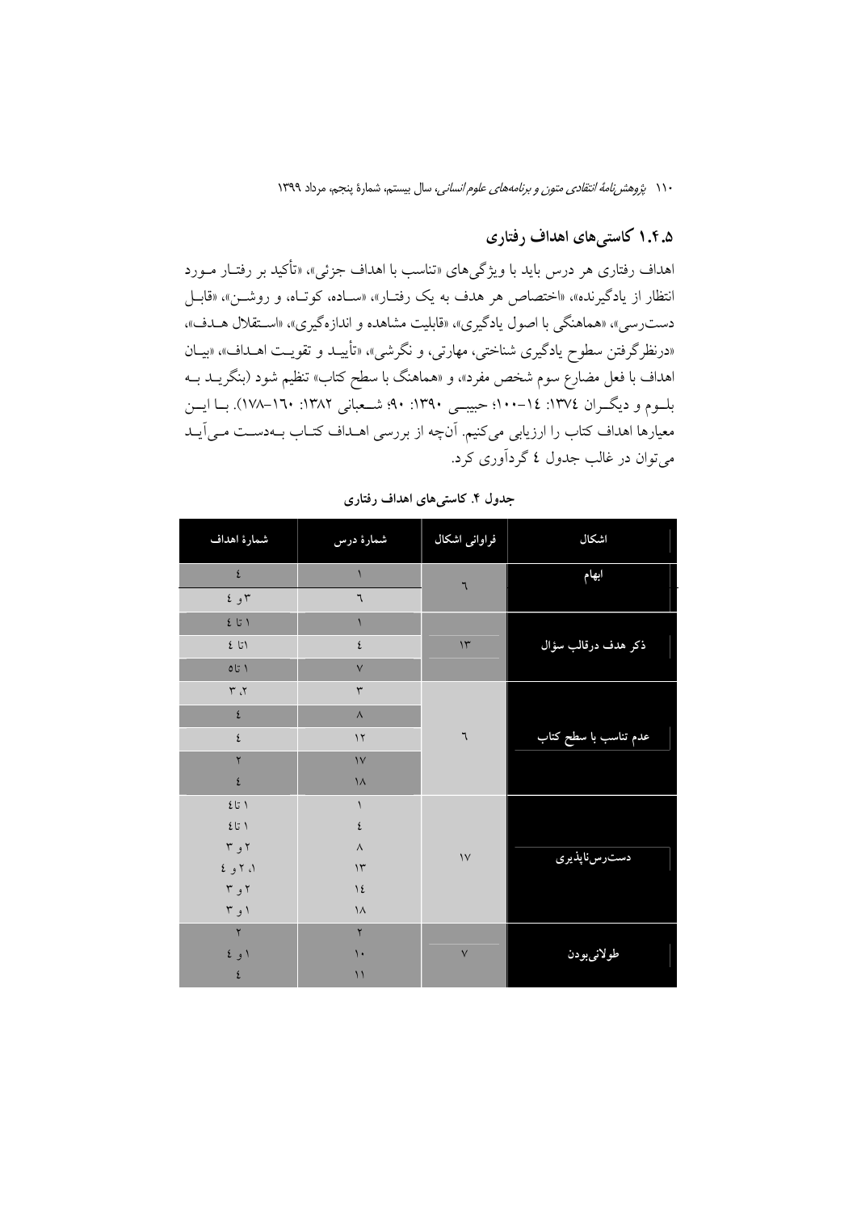## ۱.۴.۵ کاستی‌های اهداف رفتاری

اهداف رفتاری هر درس باید با ویژگی‌های «تناسب با اهداف جزئی»، «تأکید بر رفتار مورد انتظار از یادگیرنده»، «اختصاص هر هدف به یک رفتار»، «ساده، کوتاه، و روشن»، «قابل دست‌رسی»، «هماهنگی با اصول یادگیری»، «قابلیت مشاهده و اندازه‌گیری»، «استقلال هدف»، «درنظرگرفتن سطوح یادگیری شناختی، مهارتی، و نگرشی»، «تأیید و تقویت اهداف»، «بیان اهداف با فعل مضارع سوم شخص مفرد»، و «هماهنگ با سطح کتاب» تنظیم شود (بنگرید به بلوم و دیگران ۱۳۷٤: ١٤-۱۰۰؛ حبیبی ۱۳۹۰: ۹۰؛ شعبانی ۱۳۸۲: ۱٦۰-۱۷۸). با این معیارها اهداف کتاب را ارزیابی می‌کنیم. آن‌چه از بررسی اهداف کتاب به‌دست می‌آید می‌توان در غالب جدول ٤ گردآوری کرد.

**جدول ۴. کاستی‌های اهداف رفتاری**

| اشکال | فراوانی اشکال | شمارهٔ درس | شمارهٔ اهداف |
|---|---|---|---|
| ابهام | ٦ | ۱ | ٤ |
| | | ٦ | ۳ و ٤ |
| ذکر هدف درقالب سؤال | ۱۳ | ۱ | ۱ تا ٤ |
| | | ٤ | ۱تا ٤ |
| | | ۷ | ۱ تا۵ |
| عدم تناسب با سطح کتاب | ٦ | ۳ | ۲، ۳ |
| | | ۸ | ٤ |
| | | ۱۲ | ٤ |
| | | ۱۷ | ۲ |
| | | ۱۸ | ٤ |
| دست‌رس‌ناپذیری | ۱۷ | ۱ | ۱ تا٤ |
| | | ٤ | ۱ تا٤ |
| | | ۸ | ۲ و ۳ |
| | | ۱۳ | ۱، ۲ و ٤ |
| | | ١٤ | ۲ و ۳ |
| | | ۱۸ | ۱ و ۳ |
| طولانی‌بودن | ۷ | ۲ | ۲ |
| | | ۱۰ | ۱ و ٤ |
| | | ۱۱ | ٤ |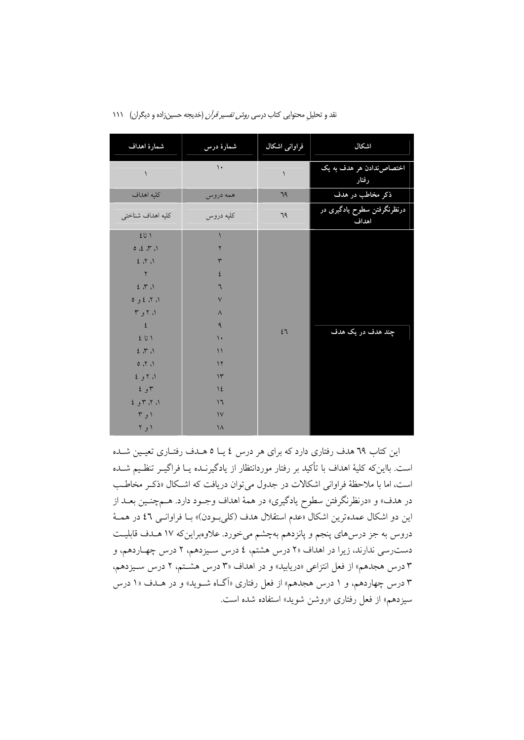| اشکال | فراوانی اشکال | شمارهٔ درس | شمارهٔ اهداف |
|---|---|---|---|
| اختصاص‌ندادن هر هدف به یک رفتار | ۱ | ۱۰ | ۱ |
| ذکر مخاطب در هدف | ۶۹ | همه دروس | کلیه اهداف |
| درنظرنگرفتن سطوح یادگیری در اهداف | ۶۹ | کلیه دروس | کلیه اهداف شناختی |
| چند هدف در یک هدف | ۴۶ | ۱ | ۱ تا ۴ |
| | | ۲ | ۱، ۳، ۴، ۵ |
| | | ۳ | ۱، ۲، ۴ |
| | | ۴ | ۲ |
| | | ۶ | ۱، ۳، ۴ |
| | | ۷ | ۱، ۲، ۴ و ۵ |
| | | ۸ | ۱، ۲ و ۳ |
| | | ۹ | ۴ |
| | | ۱۰ | ۱ تا ۴ |
| | | ۱۱ | ۱، ۳، ۴ |
| | | ۱۲ | ۱، ۲، ۵ |
| | | ۱۳ | ۱، ۲ و ۴ |
| | | ۱۴ | ۳ و ۴ |
| | | ۱۶ | ۱، ۲، ۳ و ۴ |
| | | ۱۷ | ۱ و ۳ |
| | | ۱۸ | ۱ و ۲ |

این کتاب ۶۹ هدف رفتاری دارد که برای هر درس ۴ یا ۵ هدف رفتاری تعیین شده است. بااین‌که کلیهٔ اهداف با تأکید بر رفتار موردانتظار از یادگیرنده یا فراگیر تنظیم شده است، اما با ملاحظهٔ فراوانی اشکالات در جدول می‌توان دریافت که اشکال «ذکر مخاطب در هدف» و «درنظرنگرفتن سطوح یادگیری» در همهٔ اهداف وجود دارد. هم‌چنین بعد از این دو اشکال عمده‌ترین اشکال «عدم استقلال هدف (کلی‌بودن)» با فراوانی ۴۶ در همهٔ دروس به جز درس‌های پنجم و پانزدهم به‌چشم می‌خورد. علاوه‌براین‌که ۱۷ هدف قابلیت دست‌رسی ندارند، زیرا در اهداف «۲ درس هشتم، ۴ درس سیزدهم، ۲ درس چهاردهم، و ۳ درس هجدهم» از فعل انتزاعی «دریابید» و در اهداف «۳ درس هشتم، ۲ درس سیزدهم، ۳ درس چهاردهم، و ۱ درس هجدهم» از فعل رفتاری «آگاه شوید» و در هدف «۱ درس سیزدهم» از فعل رفتاری «روشن شوید» استفاده شده است.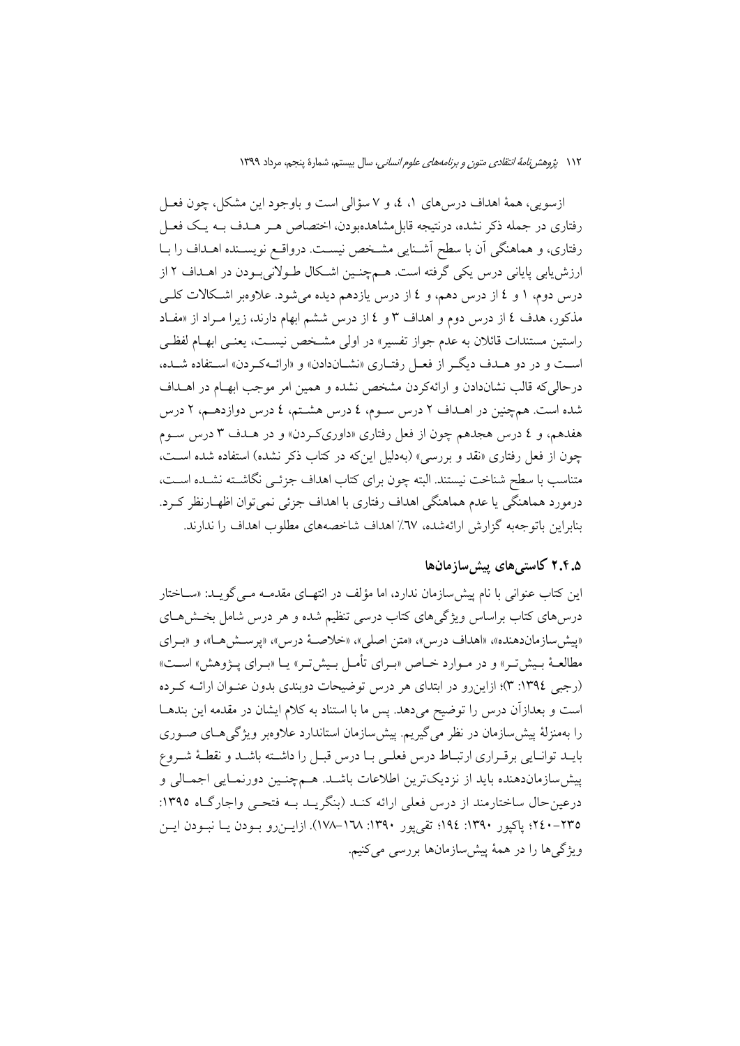ازسویی، همهٔ اهداف درس‌های ۱، ٤، و ۷ سؤالی است و باوجود این مشکل، چون فعل رفتاری در جمله ذکر نشده، درنتیجه قابل‌مشاهده‌بودن، اختصاص هر هدف به یک فعل رفتاری، و هماهنگی آن با سطح آشنایی مشخص نیست. درواقع نویسنده اهداف را با ارزش‌یابی پایانی درس یکی گرفته است. هم‌چنین اشکال طولانی‌بودن در اهداف ۲ از درس دوم، ۱ و ٤ از درس دهم، و ٤ از درس یازدهم دیده می‌شود. علاوه‌بر اشکالات کلی مذکور، هدف ٤ از درس دوم و اهداف ۳ و ٤ از درس ششم ابهام دارند، زیرا مراد از «مفاد راستین مستندات قائلان به عدم جواز تفسیر» در اولی مشخص نیست، یعنی ابهام لفظی است و در دو هدف دیگر از فعل رفتاری «نشان‌دادن» و «ارائه‌کردن» استفاده شده، درحالی‌که قالب نشان‌دادن و ارائه‌کردن مشخص نشده و همین امر موجب ابهام در اهداف شده است. هم‌چنین در اهداف ۲ درس سوم، ٤ درس هشتم، ٤ درس دوازدهم، ۲ درس هفدهم، و ٤ درس هجدهم چون از فعل رفتاری «داوری‌کردن» و در هدف ۳ درس سوم چون از فعل رفتاری «نقد و بررسی» (به‌دلیل این‌که در کتاب ذکر نشده) استفاده شده است، متناسب با سطح شناخت نیستند. البته چون برای کتاب اهداف جزئی نگاشته نشده است، درمورد هماهنگی یا عدم هماهنگی اهداف رفتاری با اهداف جزئی نمی‌توان اظهارنظر کرد. بنابراین باتوجه‌به گزارش ارائه‌شده، ٦٧٪ اهداف شاخصه‌های مطلوب اهداف را ندارند.

### ۲.۴.۵ کاستی‌های پیش‌سازمان‌ها

این کتاب عنوانی با نام پیش‌سازمان ندارد، اما مؤلف در انتهای مقدمه می‌گوید: «ساختار درس‌های کتاب براساس ویژگی‌های کتاب درسی تنظیم شده و هر درس شامل بخش‌های «پیش‌سازمان‌دهنده»، «اهداف درس»، «متن اصلی»، «خلاصهٔ درس»، «پرسش‌ها»، و «برای مطالعهٔ بیش‌تر» و در موارد خاص «برای تأمل بیش‌تر» یا «برای پژوهش» است» (رجبی ۱۳۹٤: ۳)؛ ازاین‌رو در ابتدای هر درس توضیحات دوبندی بدون عنوان ارائه کرده است و بعدازآن درس را توضیح می‌دهد. پس ما با استناد به کلام ایشان در مقدمه این بندها را به‌منزلهٔ پیش‌سازمان در نظر می‌گیریم. پیش‌سازمان استاندارد علاوه‌بر ویژگی‌های صوری باید توانایی برقراری ارتباط درس فعلی با درس قبل را داشته باشد و نقطهٔ شروع پیش‌سازمان‌دهنده باید از نزدیک‌ترین اطلاعات باشد. هم‌چنین دورنمایی اجمالی و درعین‌حال ساختارمند از درس فعلی ارائه کند (بنگرید به فتحی واجارگاه ۱۳۹۵: ۲۳۵–۲٤۰؛ پاکپور ۱۳۹۰: ۱۹٤؛ تقی‌پور ۱۳۹۰: ۱٦۸–۱۷۸). ازاین‌رو بودن یا نبودن این ویژگی‌ها را در همهٔ پیش‌سازمان‌ها بررسی می‌کنیم.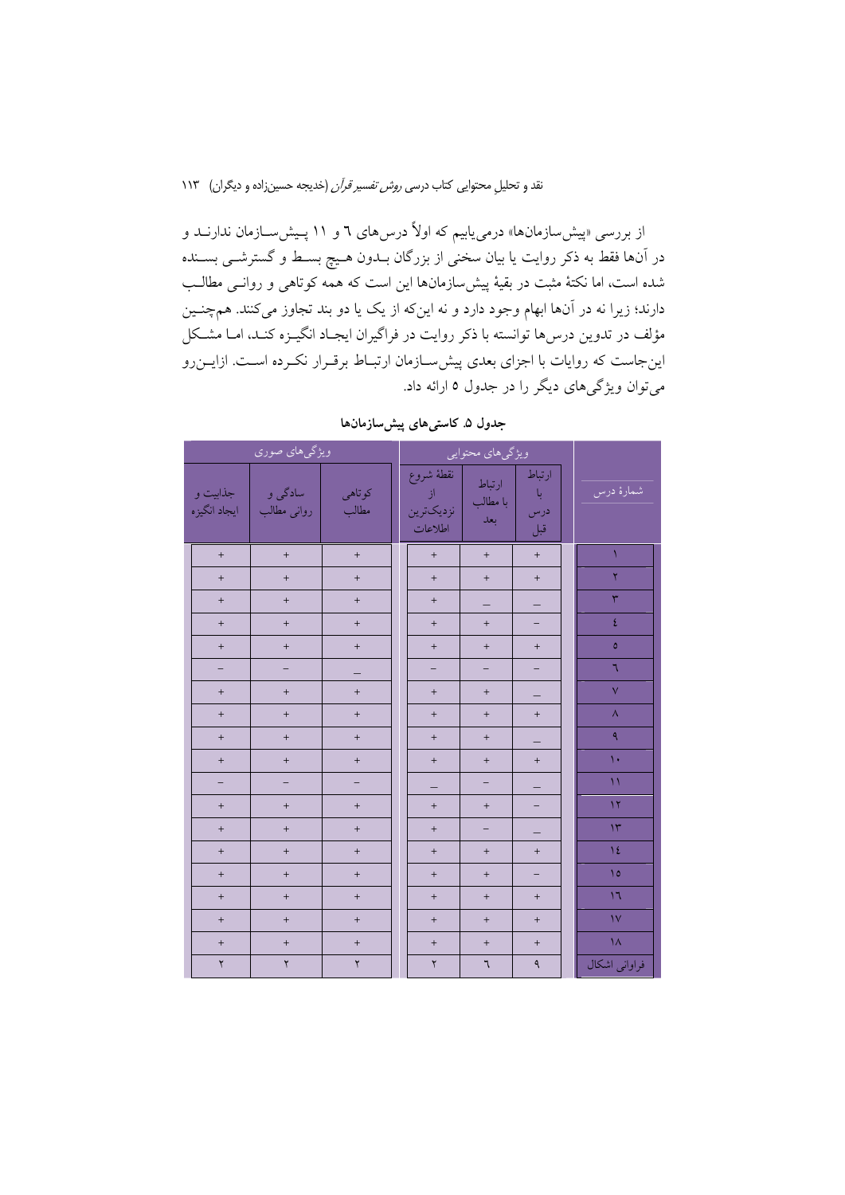از بررسی «پیش‌سازمان‌ها» درمی‌یابیم که اولاً درس‌های ٦ و ١١ پیش‌سازمان ندارند و در آن‌ها فقط به ذکر روایت یا بیان سخنی از بزرگان بدون هیچ بسط و گسترشی بسنده شده است، اما نکتهٔ مثبت در بقیهٔ پیش‌سازمان‌ها این است که همه کوتاهی و روانی مطالب دارند؛ زیرا نه در آن‌ها ابهام وجود دارد و نه این‌که از یک یا دو بند تجاوز می‌کنند. همچنین مؤلف در تدوین درس‌ها توانسته با ذکر روایت در فراگیران ایجاد انگیزه کند، اما مشکل این‌جاست که روایات با اجزای بعدی پیش‌سازمان ارتباط برقرار نکرده است. ازاین‌رو می‌توان ویژگی‌های دیگر را در جدول ٥ ارائه داد.

**جدول ٥. کاستی‌های پیش‌سازمان‌ها**

| شمارهٔ درس | ویژگی‌های محتوایی | | | ویژگی‌های صوری | | |
|---|---|---|---|---|---|---|
| | ارتباط با درس قبل | ارتباط با مطالب بعد | نقطهٔ شروع از نزدیک‌ترین اطلاعات | کوتاهی مطالب | سادگی و روانی مطالب | جذابیت و ایجاد انگیزه |
| ١ | + | + | + | + | + | + |
| ٢ | + | + | + | + | + | + |
| ٣ | _ | _ | + | + | + | + |
| ٤ | – | + | + | + | + | + |
| ٥ | + | + | + | + | + | + |
| ٦ | – | – | – | _ | – | – |
| ٧ | _ | + | + | + | + | + |
| ٨ | + | + | + | + | + | + |
| ٩ | _ | + | + | + | + | + |
| ١٠ | + | + | + | + | + | + |
| ١١ | _ | – | _ | – | – | – |
| ١٢ | – | + | + | + | + | + |
| ١٣ | _ | – | + | + | + | + |
| ١٤ | + | + | + | + | + | + |
| ١٥ | – | + | + | + | + | + |
| ١٦ | + | + | + | + | + | + |
| ١٧ | + | + | + | + | + | + |
| ١٨ | + | + | + | + | + | + |
| فراوانی اشکال | ٩ | ٦ | ٢ | ٢ | ٢ | ٢ |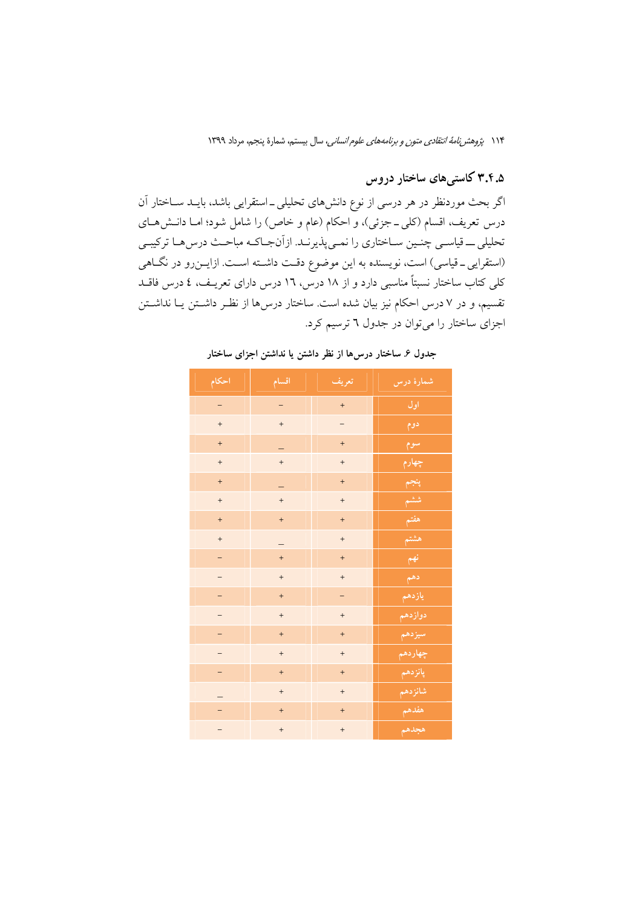## ۳.۴.۵ کاستی‌های ساختار دروس

اگر بحث موردنظر در هر درسی از نوع دانش‌های تحلیلی ـ استقرایی باشد، باید ساختار آن درس تعریف، اقسام (کلی ـ جزئی)، و احکام (عام و خاص) را شامل شود؛ اما دانش‌های تحلیلی ــ قیاسی چنین ساختاری را نمی‌پذیرند. ازآن‌جاکه مباحث درس‌ها ترکیبی (استقرایی ـ قیاسی) است، نویسنده به این موضوع دقت داشته است. ازاین‌رو در نگاهی کلی کتاب ساختار نسبتاً مناسبی دارد و از ۱۸ درس، ۱۶ درس دارای تعریف، ٤ درس فاقد تقسیم، و در ۷ درس احکام نیز بیان شده است. ساختار درس‌ها از نظر داشتن یا نداشتن اجزای ساختار را می‌توان در جدول ٦ ترسیم کرد.

**جدول ۶. ساختار درس‌ها از نظر داشتن یا نداشتن اجزای ساختار**

| شمارهٔ درس | تعریف | اقسام | احکام |
|---|---|---|---|
| اول | + | – | – |
| دوم | – | + | + |
| سوم | + | _ | + |
| چهارم | + | + | + |
| پنجم | + | _ | + |
| ششم | + | + | + |
| هفتم | + | + | + |
| هشتم | + | _ | + |
| نهم | + | + | – |
| دهم | + | + | – |
| یازدهم | – | + | – |
| دوازدهم | + | + | – |
| سیزدهم | + | + | – |
| چهاردهم | + | + | – |
| پانزدهم | + | + | – |
| شانزدهم | + | + | _ |
| هفدهم | + | + | – |
| هجدهم | + | + | – |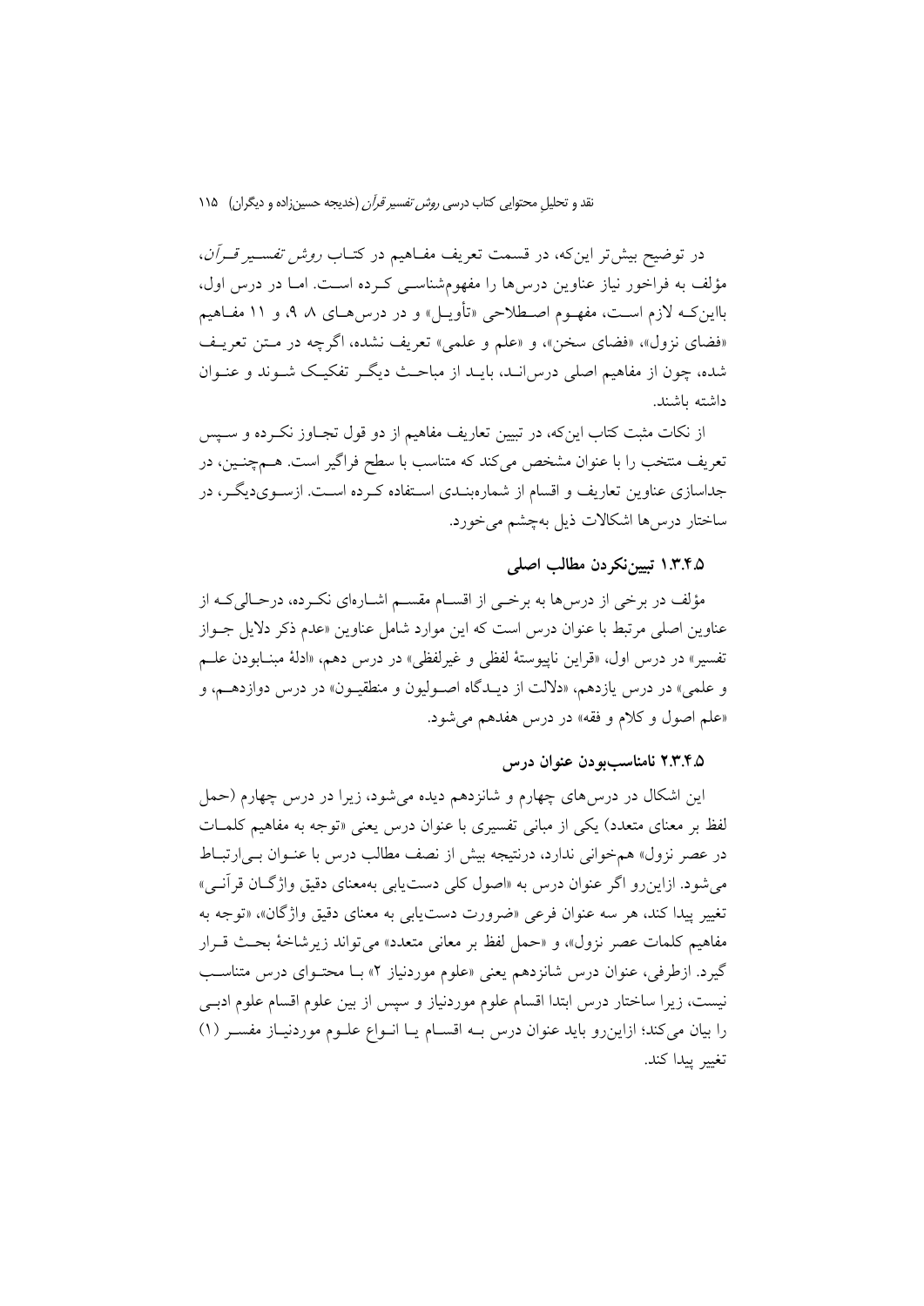در توضیح بیش‌تر این‌که، در قسمت تعریف مفاهیم در کتاب *روش تفسیر قرآن*، مؤلف به فراخور نیاز عناوین درس‌ها را مفهوم‌شناسی کرده است. اما در درس اول، بااین‌که لازم است، مفهوم اصطلاحی «تأویل» و در درس‌های ۸، ۹، و ۱۱ مفاهیم «فضای نزول»، «فضای سخن»، و «علم و علمی» تعریف نشده، اگرچه در متن تعریف شده، چون از مفاهیم اصلی درس‌اند، باید از مباحث دیگر تفکیک شوند و عنوان داشته باشند.

از نکات مثبت کتاب این‌که، در تبیین تعاریف مفاهیم از دو قول تجاوز نکرده و سپس تعریف منتخب را با عنوان مشخص می‌کند که متناسب با سطح فراگیر است. هم‌چنین، در جداسازی عناوین تعاریف و اقسام از شماره‌بندی استفاده کرده است. ازسوی‌دیگر، در ساختار درس‌ها اشکالات ذیل به‌چشم می‌خورد.

### ۱.۳.۴.۵ تبیین‌نکردن مطالب اصلی

مؤلف در برخی از درس‌ها به برخی از اقسام مقسم اشاره‌ای نکرده، درحالی‌که از عناوین اصلی مرتبط با عنوان درس است که این موارد شامل عناوین «عدم ذکر دلایل جواز تفسیر» در درس اول، «قراین ناپیوستهٔ لفظی و غیرلفظی» در درس دهم، «ادلهٔ مبنابودن علم و علمی» در درس یازدهم، «دلالت از دیدگاه اصولیون و منطقیون» در درس دوازدهم، و «علم اصول و کلام و فقه» در درس هفدهم می‌شود.

### ۲.۳.۴.۵ نامناسب‌بودن عنوان درس

این اشکال در درس‌های چهارم و شانزدهم دیده می‌شود، زیرا در درس چهارم (حمل لفظ بر معنای متعدد) یکی از مبانی تفسیری با عنوان درس یعنی «توجه به مفاهیم کلمات در عصر نزول» هم‌خوانی ندارد، درنتیجه بیش از نصف مطالب درس با عنوان بی‌ارتباط می‌شود. ازاین‌رو اگر عنوان درس به «اصول کلی دست‌یابی به‌معنای دقیق واژگان قرآنی» تغییر پیدا کند، هر سه عنوان فرعی «ضرورت دست‌یابی به معنای دقیق واژگان»، «توجه به مفاهیم کلمات عصر نزول»، و «حمل لفظ بر معانی متعدد» می‌تواند زیرشاخهٔ بحث قرار گیرد. ازطرفی، عنوان درس شانزدهم یعنی «علوم موردنیاز ۲» با محتوای درس متناسب نیست، زیرا ساختار درس ابتدا اقسام علوم موردنیاز و سپس از بین علوم اقسام علوم ادبی را بیان می‌کند؛ ازاین‌رو باید عنوان درس به اقسام یا انواع علوم موردنیاز مفسر (۱) تغییر پیدا کند.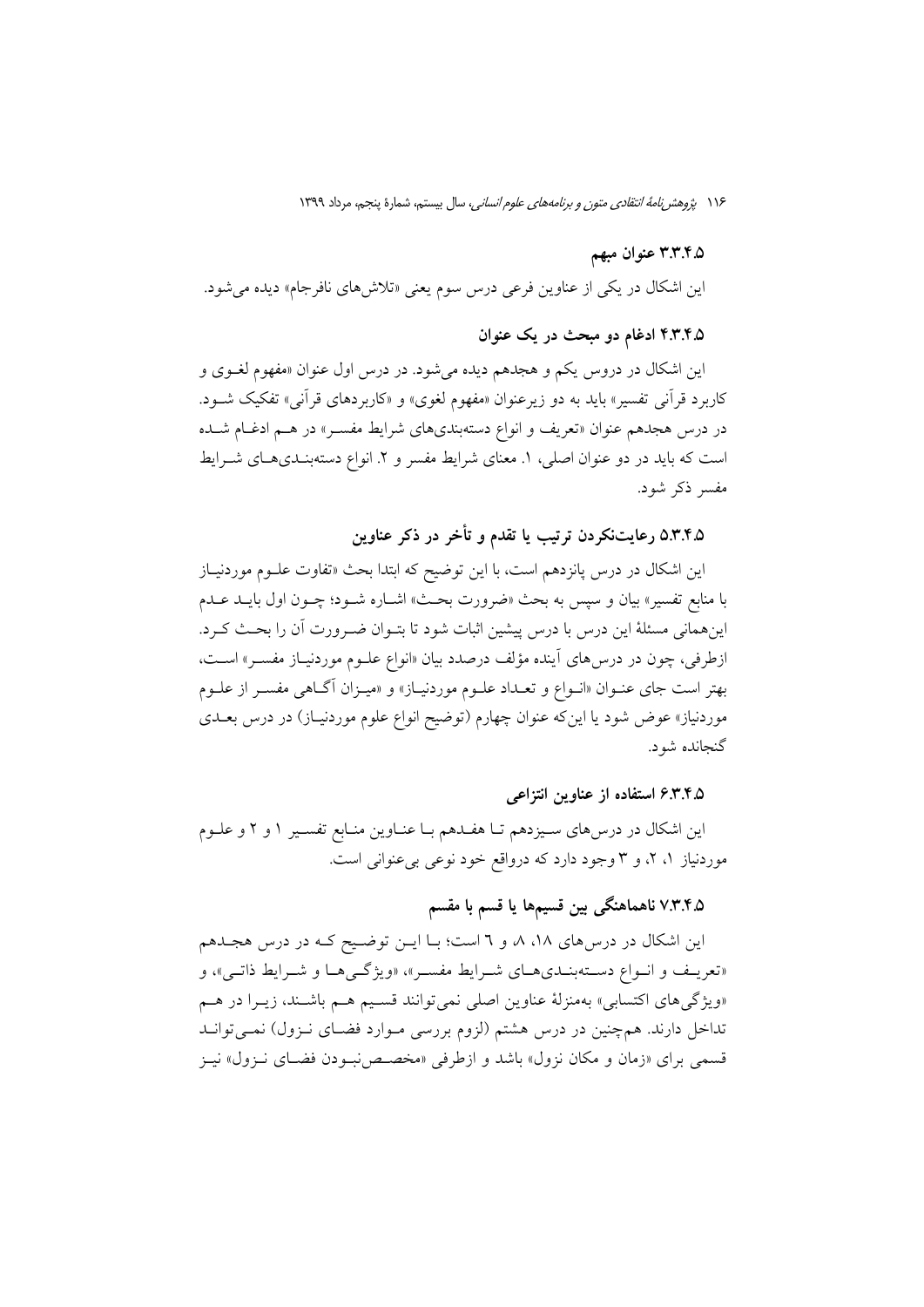### ۳.۳.۴.۵ عنوان مبهم

این اشکال در یکی از عناوین فرعی درس سوم یعنی «تلاش‌های نافرجام» دیده می‌شود.

### ۴.۳.۴.۵ ادغام دو مبحث در یک عنوان

این اشکال در دروس یکم و هجدهم دیده می‌شود. در درس اول عنوان «مفهوم لغوی و کاربرد قرآنی تفسیر» باید به دو زیرعنوان «مفهوم لغوی» و «کاربردهای قرآنی» تفکیک شود. در درس هجدهم عنوان «تعریف و انواع دسته‌بندی‌های شرایط مفسر» در هم ادغام شده است که باید در دو عنوان اصلی، ۱. معنای شرایط مفسر و ۲. انواع دسته‌بندی‌های شرایط مفسر ذکر شود.

### ۵.۳.۴.۵ رعایت‌نکردن ترتیب یا تقدم و تأخر در ذکر عناوین

این اشکال در درس پانزدهم است، با این توضیح که ابتدا بحث «تفاوت علوم موردنیاز با منابع تفسیر» بیان و سپس به بحث «ضرورت بحث» اشاره شود؛ چون اول باید عدم این‌همانی مسئلهٔ این درس با درس پیشین اثبات شود تا بتوان ضرورت آن را بحث کرد. ازطرفی، چون در درس‌های آینده مؤلف درصدد بیان «انواع علوم موردنیاز مفسر» است، بهتر است جای عنوان «انواع و تعداد علوم موردنیاز» و «میزان آگاهی مفسر از علوم موردنیاز» عوض شود یا این‌که عنوان چهارم (توضیح انواع علوم موردنیاز) در درس بعدی گنجانده شود.

### ۶.۳.۴.۵ استفاده از عناوین انتزاعی

این اشکال در درس‌های سیزدهم تا هفدهم با عناوین منابع تفسیر ۱ و ۲ و علوم موردنیاز ۱، ۲، و ۳ وجود دارد که درواقع خود نوعی بی‌عنوانی است.

### ۷.۳.۴.۵ ناهماهنگی بین قسیم‌ها یا قسم با مقسم

این اشکال در درس‌های ۱۸، ۸، و ٦ است؛ با این توضیح که در درس هجدهم «تعریف و انواع دسته‌بندی‌های شرایط مفسر»، «ویژگی‌ها و شرایط ذاتی»، و «ویژگی‌های اکتسابی» به‌منزلهٔ عناوین اصلی نمی‌توانند قسیم هم باشند، زیرا در هم تداخل دارند. هم‌چنین در درس هشتم (لزوم بررسی موارد فضای نزول) نمی‌تواند قسمی برای «زمان و مکان نزول» باشد و ازطرفی «مخصص‌نبودن فضای نزول» نیز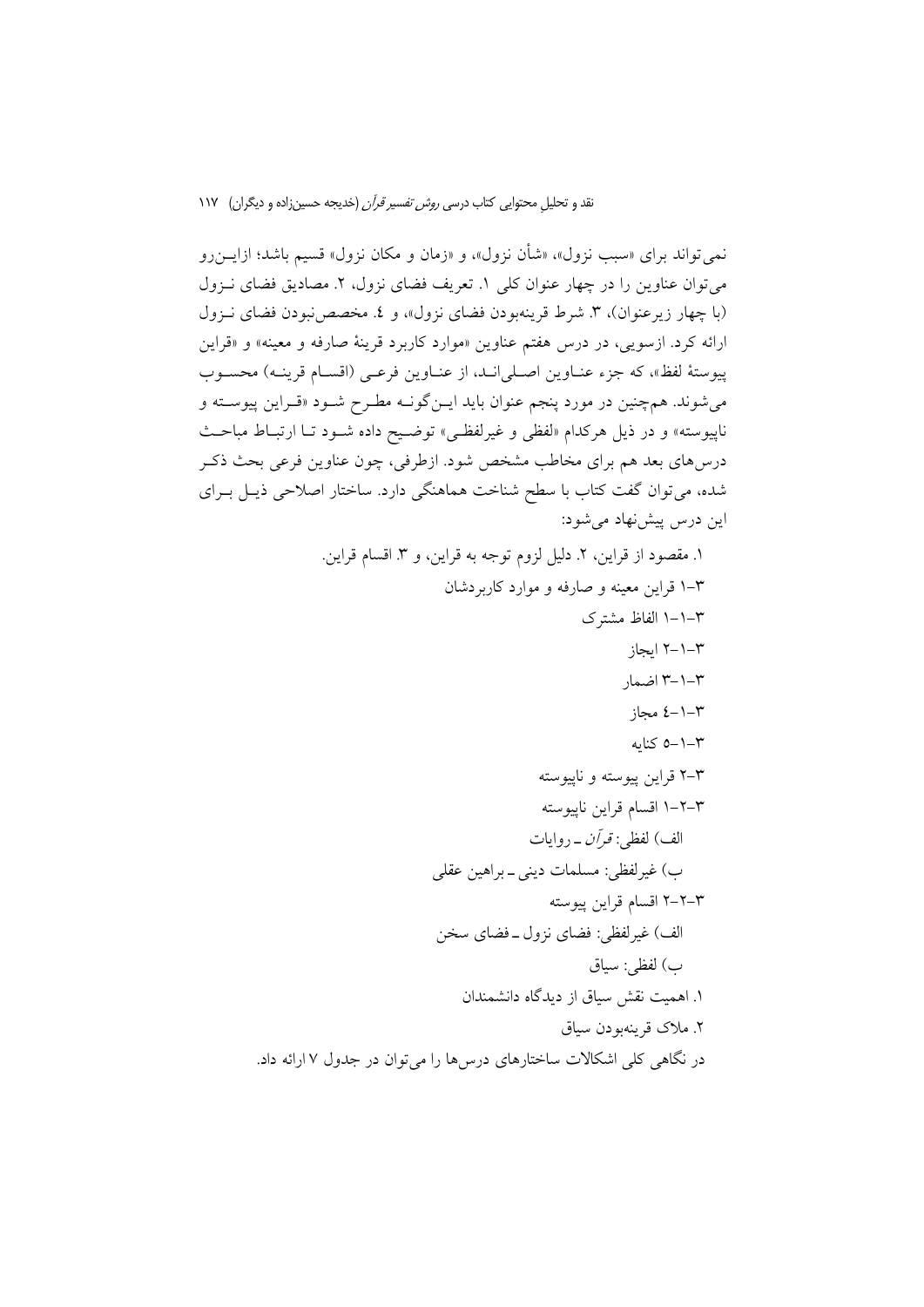نمی‌تواند برای «سبب نزول»، «شأن نزول»، و «زمان و مکان نزول» قسیم باشد؛ ازاین‌رو می‌توان عناوین را در چهار عنوان کلی ۱. تعریف فضای نزول، ۲. مصادیق فضای نزول (با چهار زیرعنوان)، ۳. شرط قرینه‌بودن فضای نزول»، و ٤. مخصص‌نبودن فضای نزول ارائه کرد. ازسویی، در درس هفتم عناوین «موارد کاربرد قرینهٔ صارفه و معینه» و «قراین پیوستهٔ لفظ»، که جزء عناوین اصلی‌اند، از عناوین فرعی (اقسام قرینه) محسوب می‌شوند. همچنین در مورد پنجم عنوان باید این‌گونه مطرح شود «قراین پیوسته و ناپیوسته» و در ذیل هرکدام «لفظی و غیرلفظی» توضیح داده شود تا ارتباط مباحث درس‌های بعد هم برای مخاطب مشخص شود. ازطرفی، چون عناوین فرعی بحث ذکر شده، می‌توان گفت کتاب با سطح شناخت هماهنگی دارد. ساختار اصلاحی ذیل برای این درس پیشنهاد می‌شود:

۱. مقصود از قراین، ۲. دلیل لزوم توجه به قراین، و ۳. اقسام قراین.

۳–۱ قراین معینه و صارفه و موارد کاربردشان

۳–۱–۱ الفاظ مشترک

۳–۱–۲ ایجاز

۳–۱–۳ اضمار

۳–۱–٤ مجاز

۳–۱–۵ کنایه

۳–۲ قراین پیوسته و ناپیوسته

۳–۲–۱ اقسام قراین ناپیوسته

الف) لفظی: *قرآن* ـ روایات

ب) غیرلفظی: مسلمات دینی ـ براهین عقلی

۳–۲–۲ اقسام قراین پیوسته

الف) غیرلفظی: فضای نزول ـ فضای سخن

ب) لفظی: سیاق

۱. اهمیت نقش سیاق از دیدگاه دانشمندان

۲. ملاک قرینه‌بودن سیاق

در نگاهی کلی اشکالات ساختارهای درس‌ها را می‌توان در جدول ۷ ارائه داد.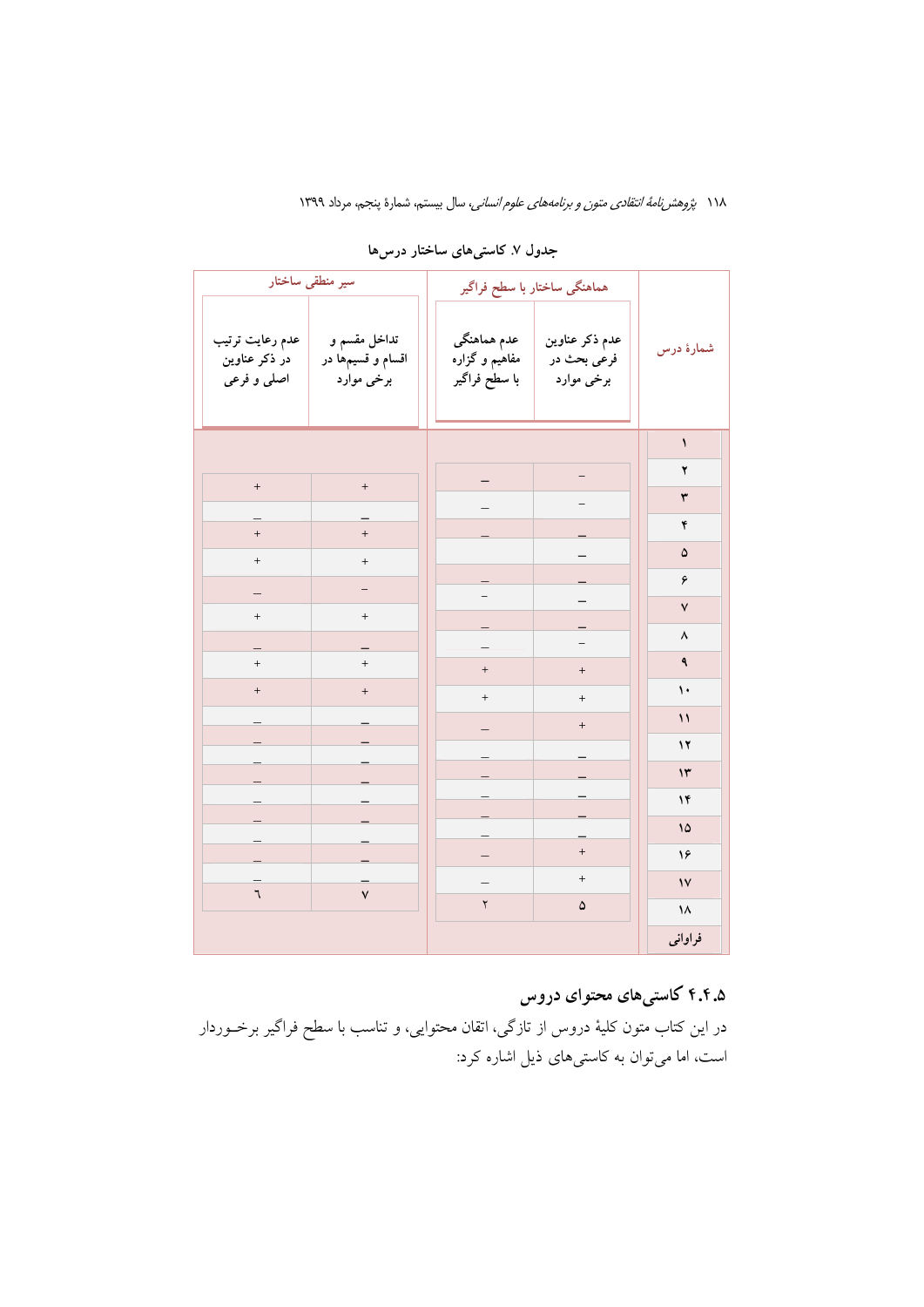**جدول ۷. کاستی‌های ساختار درس‌ها**

| شمارهٔ درس | هماهنگی ساختار با سطح فراگیر | | سیر منطقی ساختار | |
|---|---|---|---|---|
| | عدم ذکر عناوین فرعی بحث در برخی موارد | عدم هماهنگی مفاهیم و گزاره با سطح فراگیر | تداخل مقسم و اقسام و قسیم‌ها در برخی موارد | عدم رعایت ترتیب در ذکر عناوین اصلی و فرعی |
| ۱ | – | – | | |
| ۲ | – | – | + | + |
| ۳ | – | – | – | – |
| ۴ | – | | + | + |
| ۵ | – | – | + | + |
| ۶ | – | – | – | – |
| ۷ | – | – | + | + |
| ۸ | – | – | – | – |
| ۹ | + | + | + | + |
| ۱۰ | + | + | + | + |
| ۱۱ | + | – | – | – |
| ۱۲ | – | – | – | – |
| ۱۳ | – | – | – | – |
| ۱۴ | – | – | – | – |
| ۱۵ | – | – | – | – |
| ۱۶ | + | – | – | – |
| ۱۷ | + | – | – | – |
| ۱۸ | | | – | – |
| فراوانی | ۵ | ۲ | ۷ | ٦ |

### ۴.۴.۵ کاستی‌های محتوای دروس

در این کتاب متون کلیهٔ دروس از تازگی، اتقان محتوایی، و تناسب با سطح فراگیر برخوردار است، اما می‌توان به کاستی‌های ذیل اشاره کرد: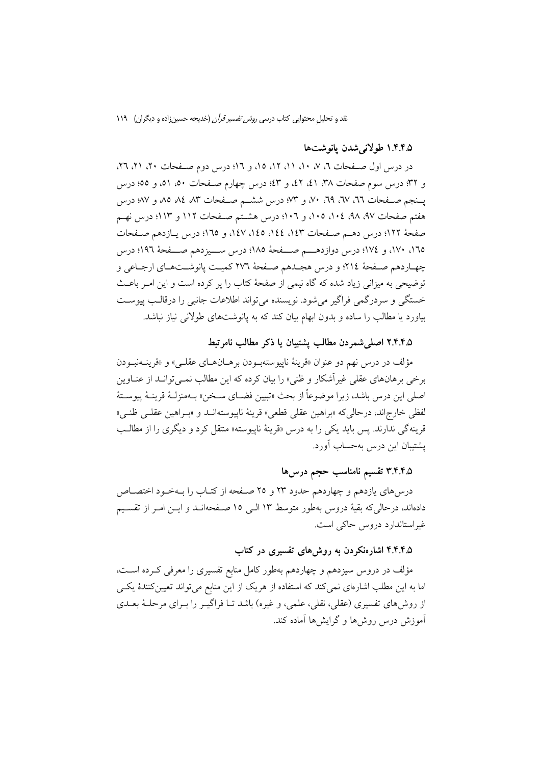### ۱.۴.۴.۵ طولانی‌شدن پانوشت‌ها

در درس اول صفحات ۶، ۷، ۱۰، ۱۱، ۱۲، ۱۵، و ۱۶؛ درس دوم صفحات ۲۰، ۲۱، ۲۶، و ۳۲؛ درس سوم صفحات ۳۸، ۴۱، ۴۲، و ۴۳؛ درس چهارم صفحات ۵۰، ۵۱، و ۵۵؛ درس پنجم صفحات ۶۶، ۶۷، ۶۹، ۷۰، و ۷۳؛ درس ششم صفحات ۸۳، ۸۴، ۸۵ و ۸۷؛ درس هفتم صفحات ۹۷، ۹۸، ۱۰۴، ۱۰۵، و ۱۰۶؛ درس هشتم صفحات ۱۱۲ و ۱۱۳؛ درس نهم صفحهٔ ۱۲۲؛ درس دهم صفحات ۱۴۳، ۱۴۴، ۱۴۵، ۱۴۷، و ۱۶۵؛ درس یازدهم صفحات ۱۶۵، ۱۷۰، و ۱۷۴؛ درس دوازدهم صفحهٔ ۱۸۵؛ درس سیزدهم صفحهٔ ۱۹۶؛ درس چهاردهم صفحهٔ ۲۱۴؛ و درس هجدهم صفحهٔ ۲۷۶ کمیت پانوشت‌های ارجاعی و توضیحی به میزانی زیاد شده که گاه نیمی از صفحهٔ کتاب را پر کرده است و این امر باعث خستگی و سردرگمی فراگیر می‌شود. نویسنده می‌تواند اطلاعات جانبی را درقالب پیوست بیاورد یا مطالب را ساده و بدون ابهام بیان کند که به پانوشت‌های طولانی نیاز نباشد.

### ۲.۴.۴.۵ اصلی‌شمردن مطالب پشتیبان یا ذکر مطالب نامرتبط

مؤلف در درس نهم دو عنوان «قرینهٔ ناپیوسته‌بودن برهان‌های عقلی» و «قرینه‌نبودن برخی برهان‌های عقلی غیرآشکار و ظنی» را بیان کرده که این مطالب نمی‌توانند از عناوین اصلی این درس باشد، زیرا موضوعاً از بحث «تبیین فضای سخن» به‌منزلهٔ قرینهٔ پیوستهٔ لفظی خارج‌اند، درحالی‌که «براهین عقلی قطعی» قرینهٔ ناپیوسته‌اند و «براهین عقلی ظنی» قرینه‌گی ندارند. پس باید یکی را به درس «قرینهٔ ناپیوسته» منتقل کرد و دیگری را از مطالب پشتیبان این درس به‌حساب آورد.

### ۳.۴.۴.۵ تقسیم نامناسب حجم درس‌ها

درس‌های یازدهم و چهاردهم حدود ۲۳ و ۲۵ صفحه از کتاب را به‌خود اختصاص داده‌اند، درحالی‌که بقیهٔ دروس به‌طور متوسط ۱۳ الی ۱۵ صفحه‌اند و این امر از تقسیم غیراستاندارد دروس حاکی است.

### ۴.۴.۴.۵ اشاره‌نکردن به روش‌های تفسیری در کتاب

مؤلف در دروس سیزدهم و چهاردهم به‌طور کامل منابع تفسیری را معرفی کرده است، اما به این مطلب اشاره‌ای نمی‌کند که استفاده از هریک از این منابع می‌تواند تعیین‌کنندهٔ یکی از روش‌های تفسیری (عقلی، نقلی، علمی، و غیره) باشد تا فراگیر را برای مرحلهٔ بعدی آموزش درس روش‌ها و گرایش‌ها آماده کند.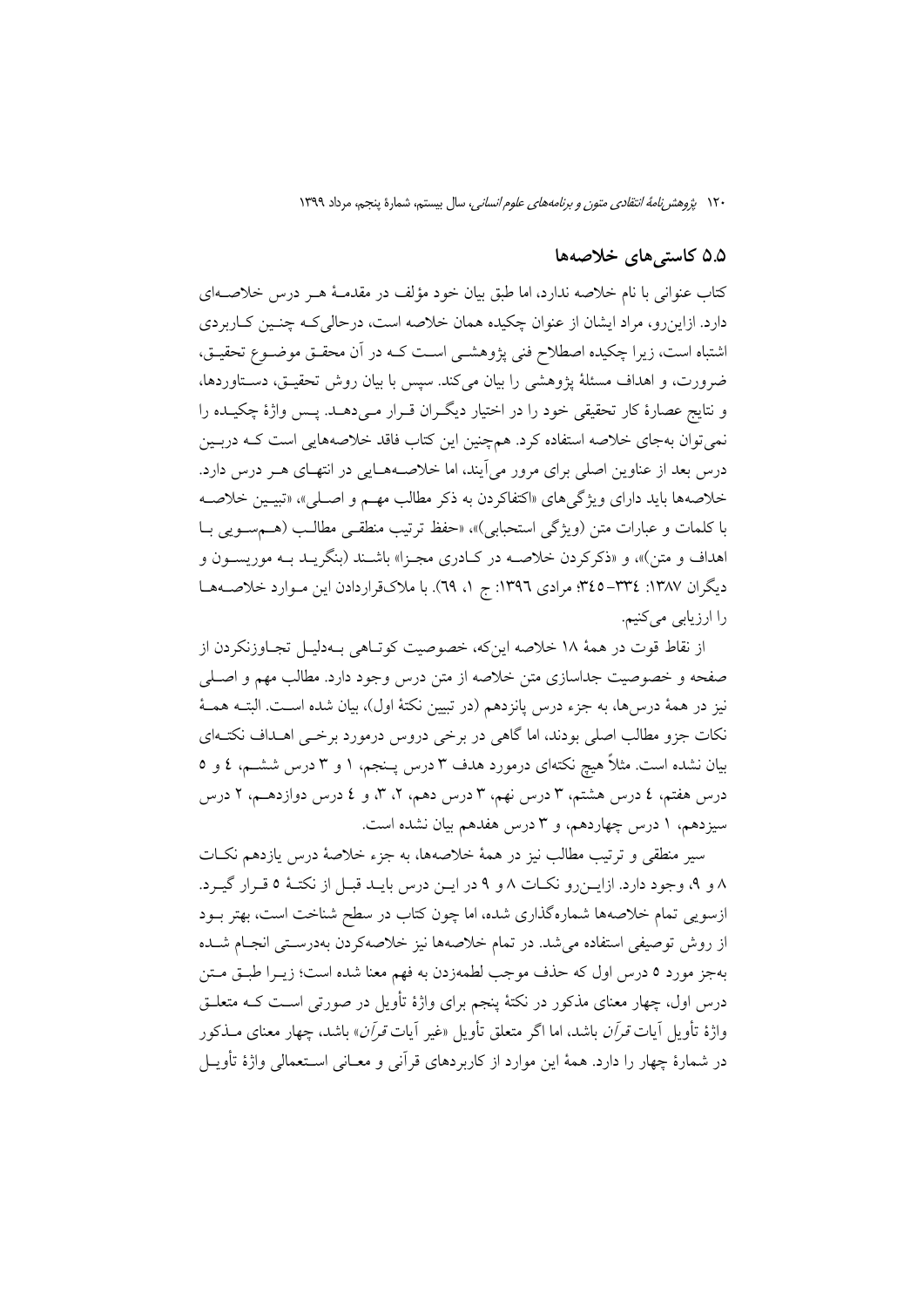## ۵.۵ کاستی‌های خلاصه‌ها

کتاب عنوانی با نام خلاصه ندارد، اما طبق بیان خود مؤلف در مقدمهٔ هر درس خلاصه‌ای دارد. ازاین‌رو، مراد ایشان از عنوان چکیده همان خلاصه است، درحالی‌که چنین کاربردی اشتباه است، زیرا چکیده اصطلاح فنی پژوهشی است که در آن محقق موضوع تحقیق، ضرورت، و اهداف مسئلهٔ پژوهشی را بیان می‌کند. سپس با بیان روش تحقیق، دستاوردها، و نتایج عصارهٔ کار تحقیقی خود را در اختیار دیگران قرار می‌دهد. پس واژهٔ چکیده را نمی‌توان به‌جای خلاصه استفاده کرد. هم‌چنین این کتاب فاقد خلاصه‌هایی است که دربین درس بعد از عناوین اصلی برای مرور می‌آیند، اما خلاصه‌هایی در انتهای هر درس دارد. خلاصه‌ها باید دارای ویژگی‌های «اکتفاکردن به ذکر مطالب مهم و اصلی»، «تبیین خلاصه با کلمات و عبارات متن (ویژگی استحبابی)»، «حفظ ترتیب منطقی مطالب (هم‌سویی با اهداف و متن)»، و «ذکرکردن خلاصه در کادری مجزا» باشند (بنگرید به موریسون و دیگران ۱۳۸۷: ۳۳٤–۳٤٥؛ مرادی ۱۳۹٦: ج ۱، ٦۹). با ملاک‌قراردادن این موارد خلاصه‌ها را ارزیابی می‌کنیم.

از نقاط قوت در همهٔ ۱۸ خلاصه این‌که، خصوصیت کوتاهی به‌دلیل تجاوزنکردن از صفحه و خصوصیت جداسازی متن خلاصه از متن درس وجود دارد. مطالب مهم و اصلی نیز در همهٔ درس‌ها، به جزء درس پانزدهم (در تبیین نکتهٔ اول)، بیان شده است. البته همهٔ نکات جزو مطالب اصلی بودند، اما گاهی در برخی دروس درمورد برخی اهداف نکته‌ای بیان نشده است. مثلاً هیچ نکته‌ای درمورد هدف ۳ درس پنجم، ۱ و ۳ درس ششم، ٤ و ٥ درس هفتم، ٤ درس هشتم، ۳ درس نهم، ۳ درس دهم، ۲، ۳، و ٤ درس دوازدهم، ۲ درس سیزدهم، ۱ درس چهاردهم، و ۳ درس هفدهم بیان نشده است.

سیر منطقی و ترتیب مطالب نیز در همهٔ خلاصه‌ها، به جزء خلاصهٔ درس یازدهم نکات ۸ و ۹، وجود دارد. ازاین‌رو نکات ۸ و ۹ در این درس باید قبل از نکتهٔ ٥ قرار گیرد. ازسویی تمام خلاصه‌ها شماره‌گذاری شده، اما چون کتاب در سطح شناخت است، بهتر بود از روش توصیفی استفاده می‌شد. در تمام خلاصه‌ها نیز خلاصه‌کردن به‌درستی انجام شده به‌جز مورد ٥ درس اول که حذف موجب لطمه‌زدن به فهم معنا شده است؛ زیرا طبق متن درس اول، چهار معنای مذکور در نکتهٔ پنجم برای واژهٔ تأویل در صورتی است که متعلق واژهٔ تأویل آیات *قرآن* باشد، اما اگر متعلق تأویل «غیر آیات *قرآن*» باشد، چهار معنای مذکور در شمارهٔ چهار را دارد. همهٔ این موارد از کاربردهای قرآنی و معانی استعمالی واژهٔ تأویل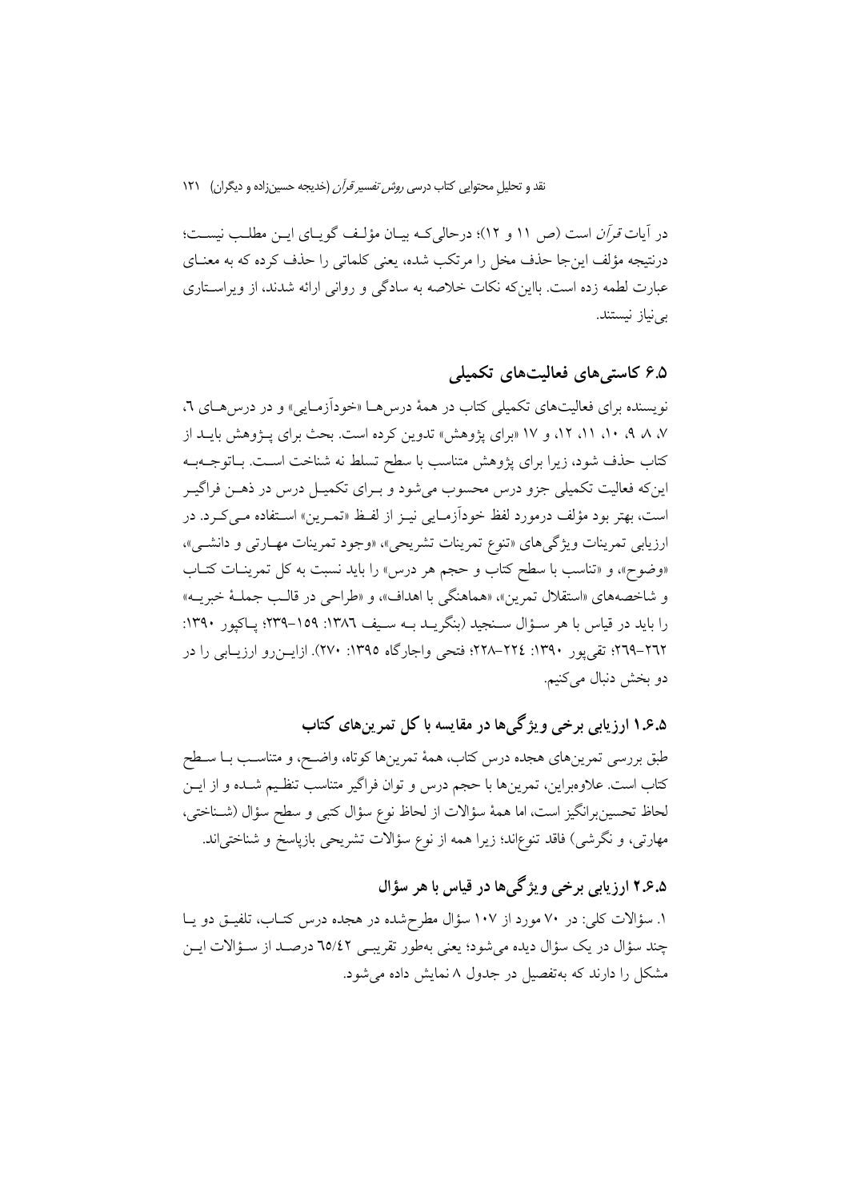در آیات *قرآن* است (ص ۱۱ و ۱۲)؛ درحالی‌که بیان مؤلف گویای این مطلب نیست؛ درنتیجه مؤلف این‌جا حذف مخل را مرتکب شده، یعنی کلماتی را حذف کرده که به معنای عبارت لطمه زده است. بااین‌که نکات خلاصه به سادگی و روانی ارائه شدند، از ویراستاری بی‌نیاز نیستند.

## ۶.۵ کاستی‌های فعالیت‌های تکمیلی

نویسنده برای فعالیت‌های تکمیلی کتاب در همهٔ درس‌ها «خودآزمایی» و در درس‌های ٦، ۷، ۸، ۹، ۱۰، ۱۱، ۱۲، و ۱۷ «برای پژوهش» تدوین کرده است. بحث برای پژوهش باید از کتاب حذف شود، زیرا برای پژوهش متناسب با سطح تسلط نه شناخت است. باتوجه‌به این‌که فعالیت تکمیلی جزو درس محسوب می‌شود و برای تکمیل درس در ذهن فراگیر است، بهتر بود مؤلف درمورد لفظ خودآزمایی نیز از لفظ «تمرین» استفاده می‌کرد. در ارزیابی تمرینات ویژگی‌های «تنوع تمرینات تشریحی»، «وجود تمرینات مهارتی و دانشی»، «وضوح»، و «تناسب با سطح کتاب و حجم هر درس» را باید نسبت به کل تمرینات کتاب و شاخصه‌های «استقلال تمرین»، «هماهنگی با اهداف»، و «طراحی در قالب جملهٔ خبریه» را باید در قیاس با هر سؤال سنجید (بنگرید به سیف ١٣٨٦: ١٥٩–٢٣٩؛ پاکپور ١٣٩٠: ٢٦٢–٢٦٩؛ تقی‌پور ١٣٩٠: ٢٢٤–٢٢٨؛ فتحی واجارگاه ١٣٩٥: ٢٧٠). ازاین‌رو ارزیابی را در دو بخش دنبال می‌کنیم.

### ۱.۶.۵ ارزیابی برخی ویژگی‌ها در مقایسه با کل تمرین‌های کتاب

طبق بررسی تمرین‌های هجده درس کتاب، همهٔ تمرین‌ها کوتاه، واضح، و متناسب با سطح کتاب است. علاوه‌براین، تمرین‌ها با حجم درس و توان فراگیر متناسب تنظیم شده و از این لحاظ تحسین‌برانگیز است، اما همهٔ سؤالات از لحاظ نوع سؤال کتبی و سطح سؤال (شناختی، مهارتی، و نگرشی) فاقد تنوع‌اند؛ زیرا همه از نوع سؤالات تشریحی بازپاسخ و شناختی‌اند.

### ۲.۶.۵ ارزیابی برخی ویژگی‌ها در قیاس با هر سؤال

۱. سؤالات کلی: در ۷۰ مورد از ۱۰۷ سؤال مطرح‌شده در هجده درس کتاب، تلفیق دو یا چند سؤال در یک سؤال دیده می‌شود؛ یعنی به‌طور تقریبی ٦٥/٤٢ درصد از سؤالات این مشکل را دارند که به‌تفصیل در جدول ۸ نمایش داده می‌شود.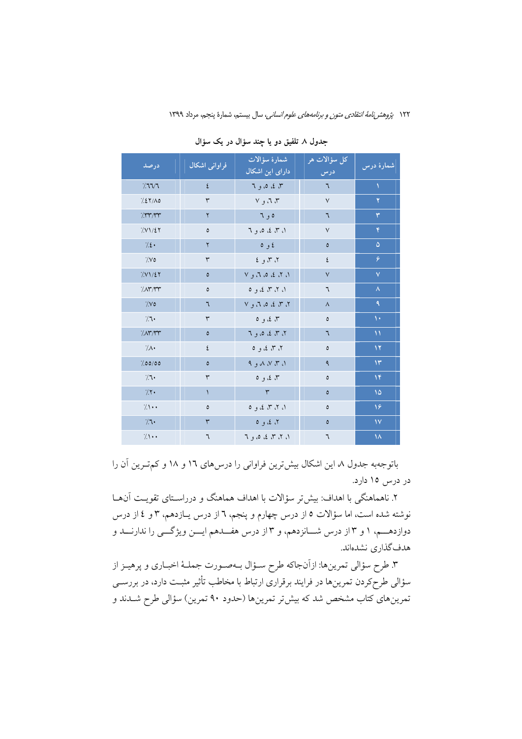جدول ۸ تلفیق دو یا چند سؤال در یک سؤال

| شمارهٔ درس | کل سؤالات هر درس | شمارهٔ سؤالات دارای این اشکال | فراوانی اشکال | درصد |
|---|---|---|---|---|
| ۱ | ٦ | ۳، ٤، ٥، و ٦ | ٤ | ٪٦٦/٦ |
| ۲ | ۷ | ۳، ٦ و ۷ | ۳ | ٪٤۲/۸٥ |
| ۳ | ٦ | ٥ و ٦ | ۲ | ٪۳۳/۳۳ |
| ۴ | ۷ | ۱، ۳، ٤، ٥، و ٦ | ٥ | ٪۷۱/٤۲ |
| ۵ | ٥ | ٤ و ٥ | ۲ | ٪٤۰ |
| ۶ | ٤ | ۲، ۳ و ٤ | ۳ | ٪۷٥ |
| ۷ | ۷ | ۱، ۲، ٤، ٥، ٦ و ۷ | ٥ | ٪۷۱/٤۲ |
| ۸ | ٦ | ۱، ۲، ۳، ٤ و ٥ | ٥ | ٪۸۳/۳۳ |
| ۹ | ۸ | ۲، ۳، ٤، ٥، ٦ و ۷ | ٦ | ٪۷٥ |
| ۱۰ | ٥ | ۳، ٤ و ٥ | ۳ | ٪٦۰ |
| ۱۱ | ٦ | ۲، ۳، ٤، ٥، و ٦ | ٥ | ٪۸۳/۳۳ |
| ۱۲ | ٥ | ۲، ۳، ٤ و ٥ | ٤ | ٪۸۰ |
| ۱۳ | ۹ | ۱، ۳، ۷، ۸ و ۹ | ٥ | ٪٥٥/٥٥ |
| ۱۴ | ٥ | ۳، ٤ و ٥ | ۳ | ٪٦۰ |
| ۱۵ | ٥ | ۳ | ۱ | ٪۲۰ |
| ۱۶ | ٥ | ۱، ۲، ۳، ٤ و ٥ | ٥ | ٪۱۰۰ |
| ۱۷ | ٥ | ۲، ٤ و ٥ | ۳ | ٪٦۰ |
| ۱۸ | ٦ | ۱، ۲، ۳، ٤، ٥ و ٦ | ٦ | ٪۱۰۰ |

باتوجه‌به جدول ۸ این اشکال بیش‌ترین فراوانی را درس‌های ۱٦ و ۱۸ و کم‌ترین آن را در درس ۱٥ دارد.

۲. ناهماهنگی با اهداف: بیش‌تر سؤالات با اهداف هماهنگ و درراستای تقویت آن‌ها نوشته شده است، اما سؤالات ٥ از درس چهارم و پنجم، ٦ از درس یازدهم، ۳ و ٤ از درس دوازدهم، ۱ و ۳ از درس شانزدهم، و ۳ از درس هفدهم این ویژگی را ندارند و هدف‌گذاری نشده‌اند.

۳. طرح سؤالی تمرین‌ها: ازآن‌جاکه طرح سؤال به‌صورت جملهٔ اخباری و پرهیز از سؤالی طرح‌کردن تمرین‌ها در فرایند برقراری ارتباط با مخاطب تأثیر مثبت دارد، در بررسی تمرین‌های کتاب مشخص شد که بیش‌تر تمرین‌ها (حدود ۹۰ تمرین) سؤالی طرح شدند و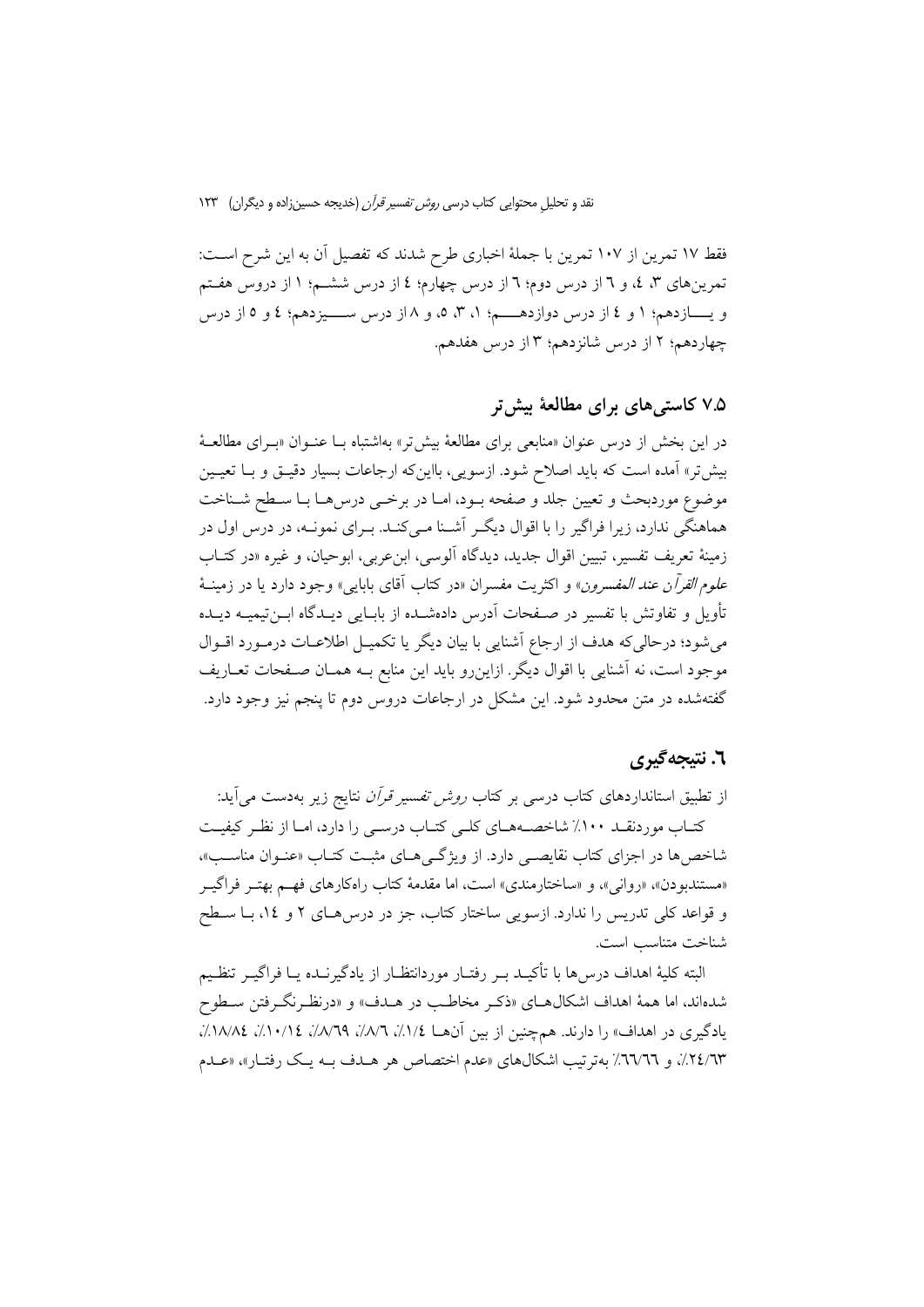فقط ۱۷ تمرین از ۱۰۷ تمرین با جملهٔ اخباری طرح شدند که تفصیل آن به این شرح است: تمرین‌های ۳، ٤، و ٦ از درس دوم؛ ٤ از درس چهارم؛ ٦ از درس ششم؛ ۱ از دروس هفتم و یازدهم؛ ۱ و ٤ از درس دوازدهم؛ ۱، ۳، ٥، و ۸ از درس سیزدهم؛ ٤ و ٥ از درس چهاردهم؛ ۲ از درس شانزدهم؛ ۳ از درس هفدهم.

### ۷.٥ کاستی‌های برای مطالعهٔ بیش‌تر

در این بخش از درس عنوان «منابعی برای مطالعهٔ بیش‌تر» به‌اشتباه با عنوان «برای مطالعهٔ بیش‌تر» آمده است که باید اصلاح شود. ازسویی، بااین‌که ارجاعات بسیار دقیق و با تعیین موضوع موردبحث و تعیین جلد و صفحه بود، اما در برخی درس‌ها با سطح شناخت هماهنگی ندارد، زیرا فراگیر را با اقوال دیگر آشنا می‌کند. برای نمونه، در درس اول در زمینهٔ تعریف تفسیر، تبیین اقوال جدید، دیدگاه آلوسی، ابن‌عربی، ابوحیان، و غیره «در کتاب *علوم القرآن عند المفسرون*» و اکثریت مفسران «در کتاب آقای بابایی» وجود دارد یا در زمینهٔ تأویل و تفاوتش با تفسیر در صفحات آدرس داده‌شده از بابایی دیدگاه ابن‌تیمیه دیده می‌شود؛ درحالی‌که هدف از ارجاع آشنایی با بیان دیگر یا تکمیل اطلاعات درمورد اقوال موجود است، نه آشنایی با اقوال دیگر. ازاین‌رو باید این منابع به همان صفحات تعاریف گفته‌شده در متن محدود شود. این مشکل در ارجاعات دروس دوم تا پنجم نیز وجود دارد.

## ٦. نتیجه‌گیری

از تطبیق استانداردهای کتاب درسی بر کتاب *روش تفسیر قرآن* نتایج زیر به‌دست می‌آید:

کتاب موردنقد ۱۰۰٪ شاخصه‌های کلی کتاب درسی را دارد، اما از نظر کیفیت شاخص‌ها در اجزای کتاب نقایصی دارد. از ویژگی‌های مثبت کتاب «عنوان مناسب»، «مستندبودن»، «روانی»، و «ساختارمندی» است، اما مقدمهٔ کتاب راه‌کارهای فهم بهتر فراگیر و قواعد کلی تدریس را ندارد. ازسویی ساختار کتاب، جز در درس‌های ۲ و ١٤، با سطح شناخت متناسب است.

البته کلیهٔ اهداف درس‌ها با تأکید بر رفتار موردانتظار از یادگیرنده یا فراگیر تنظیم شده‌اند، اما همهٔ اهداف اشکال‌های «ذکر مخاطب در هدف» و «درنظرنگرفتن سطوح یادگیری در اهداف» را دارند. هم‌چنین از بین آن‌ها ۱/٤٪، ۸/٦٪، ۸/٦۹٪، ۱۰/١٤٪، ۱۸/۸٤٪، ۲٤/٦۳٪، و ٦٦/٦٦٪ به‌ترتیب اشکال‌های «عدم اختصاص هر هدف به یک رفتار»، «عدم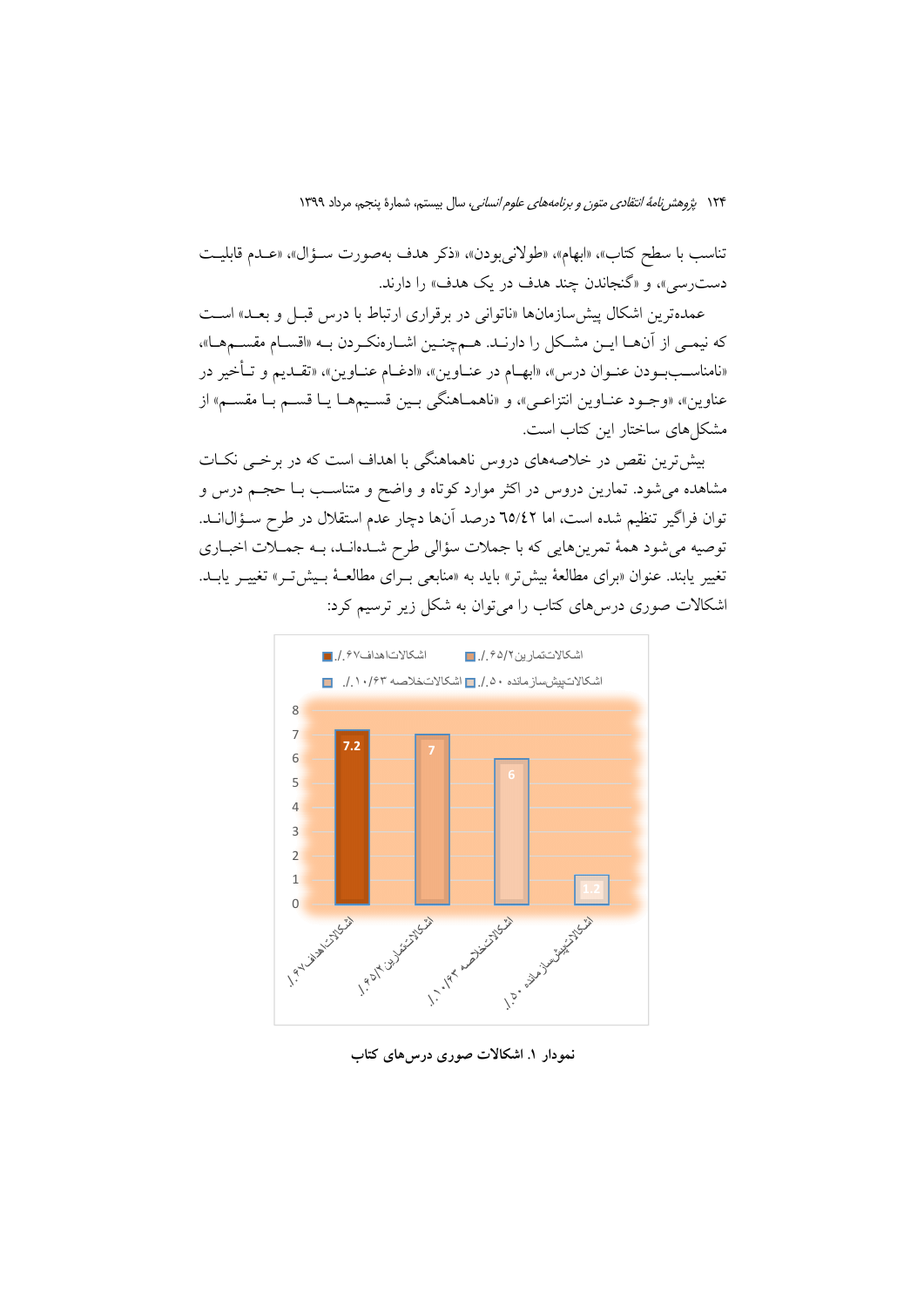تناسب با سطح کتاب»، «ابهام»، «طولانی‌بودن»، «ذکر هدف به‌صورت سؤال»، «عدم قابلیت دسترسی»، و «گنجاندن چند هدف در یک هدف» را دارند.

عمده‌ترین اشکال پیش‌سازمان‌ها «ناتوانی در برقراری ارتباط با درس قبل و بعد» است که نیمی از آن‌ها این مشکل را دارند. هم‌چنین اشاره‌نکردن به «اقسام مقسم‌ها»، «نامناسب‌بودن عنوان درس»، «ابهام در عناوین»، «ادغام عناوین»، «تقدیم و تأخیر در عناوین»، «وجود عناوین انتزاعی»، و «ناهماهنگی بین قسیم‌ها یا قسم با مقسم» از مشکل‌های ساختار این کتاب است.

بیش‌ترین نقص در خلاصه‌های دروس ناهماهنگی با اهداف است که در برخی نکات مشاهده می‌شود. تمارین دروس در اکثر موارد کوتاه و واضح و متناسب با حجم درس و توان فراگیر تنظیم شده است، اما ٦٥/٤٢ درصد آن‌ها دچار عدم استقلال در طرح سؤال‌اند. توصیه می‌شود همهٔ تمرین‌هایی که با جملات سؤالی طرح شده‌اند، به جملات اخباری تغییر یابند. عنوان «برای مطالعهٔ بیش‌تر» باید به «منابعی برای مطالعهٔ بیش‌تر» تغییر یابد. اشکالات صوری درس‌های کتاب را می‌توان به شکل زیر ترسیم کرد:

| اشکالات | مقدار |
|---|---|
| اشکالات اهداف ۶۷٪ | 7.2 |
| اشکالات تمارین ۶۵/۲٪ | 7 |
| اشکالات خلاصه ۱۰/۶۳٪ | 6 |
| اشکالات پیش‌سازمانده ۵۰٪ | 1.2 |

نمودار ۱. اشکالات صوری درس‌های کتاب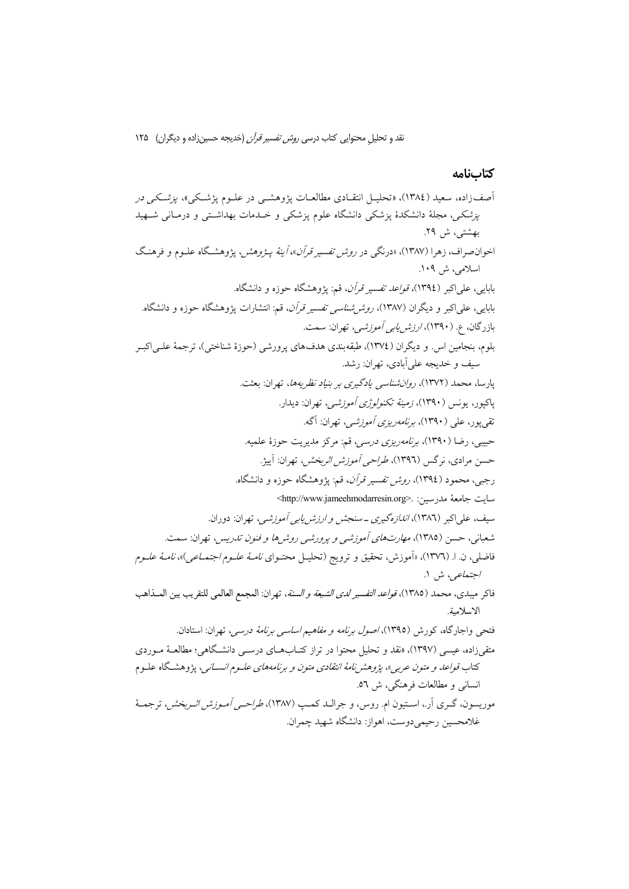## کتاب‌نامه

آصف‌زاده، سعید (۱۳۸٤)، «تحلیل انتقادی مطالعات پژوهشی در علوم پزشکی»، *پزشکی در پزشکی*، مجلهٔ دانشکدهٔ پزشکی دانشگاه علوم پزشکی و خدمات بهداشتی و درمانی شهید بهشتی، ش ۲۹.

اخوان‌صراف، زهرا (۱۳۸۷)، «درنگی در *روش تفسیر قرآن*»، *آینهٔ پژوهش*، پژوهشگاه علوم و فرهنگ اسلامی، ش ۱۰۹.

بابایی، علی‌اکبر (۱۳۹٤)، *قواعد تفسیر قرآن*، قم: پژوهشگاه حوزه و دانشگاه.

بابایی، علی‌اکبر و دیگران (۱۳۸۷)، *روش‌شناسی تفسیر قرآن*، قم: انتشارات پژوهشگاه حوزه و دانشگاه.

بازرگان، ع. (۱۳۹۰)، *ارزش‌یابی آموزشی*، تهران: سمت.

بلوم، بنجامین اس. و دیگران (۱۳۷٤)، طبقه‌بندی هدف‌های پرورشی (حوزهٔ شناختی)، ترجمهٔ علی‌اکبر سیف و خدیجه علی‌آبادی، تهران: رشد.

پارسا، محمد (۱۳۷۲)، *روان‌شناسی یادگیری بر بنیاد نظریه‌ها*، تهران: بعثت.

پاکپور، یونس (۱۳۹۰)، *زمینهٔ تکنولوژی آموزشی*، تهران: دیدار.

تقی‌پور، علی (۱۳۹۰)، *برنامه‌ریزی آموزشی*، تهران: آگه.

حبیبی، رضا (۱۳۹۰)، *برنامه‌ریزی درسی*، قم: مرکز مدیریت حوزهٔ علمیه.

حسن مرادی، نرگس (۱۳۹٦)، *طراحی آموزش اثربخش*، تهران: آییژ.

رجبی، محمود (۱۳۹٤)، *روش تفسیر قرآن*، قم: پژوهشگاه حوزه و دانشگاه.

سایت جامعهٔ مدرسین: <http://www.jameehmodarresin.org>.

سیف، علی‌اکبر (۱۳۸٦)، *اندازه‌گیری ـ سنجش و ارزش‌یابی آموزشی*، تهران: دوران.

شعبانی، حسن (۱۳۸۵)، *مهارت‌های آموزشی و پرورشی روش‌ها و فنون تدریس*، تهران: سمت.

فاضلی، ن. ا. (۱۳۷٦)، «آموزش، تحقیق و ترویج (تحلیل محتوای *نامهٔ علوم اجتماعی*)»، *نامهٔ علوم اجتماعی*، ش ۱.

فاکر میبدی، محمد (۱۳۸۵)، *قواعد التفسیر لدی الشیعة و السنة*، تهران: المجمع العالمی للتقریب بین المذاهب الاسلامیة.

فتحی واجارگاه، کورش (۱۳۹۵)، *اصول برنامه و مفاهیم اساسی برنامهٔ درسی*، تهران: استادان.

متقی‌زاده، عیسی (۱۳۹۷)، «نقد و تحلیل محتوا در تراز کتاب‌های درسی دانشگاهی؛ مطالعهٔ موردی کتاب *قواعد و متون عربی*»، *پژوهش‌نامهٔ انتقادی متون و برنامه‌های علوم انسانی*، پژوهشگاه علوم انسانی و مطالعات فرهنگی، ش ٥٦.

موریسون، گری آر.، استیون ام. روس، و جرالد کمپ (۱۳۸۷)، *طراحی آموزش اثربخش*، ترجمهٔ غلامحسین رحیمی‌دوست، اهواز: دانشگاه شهید چمران.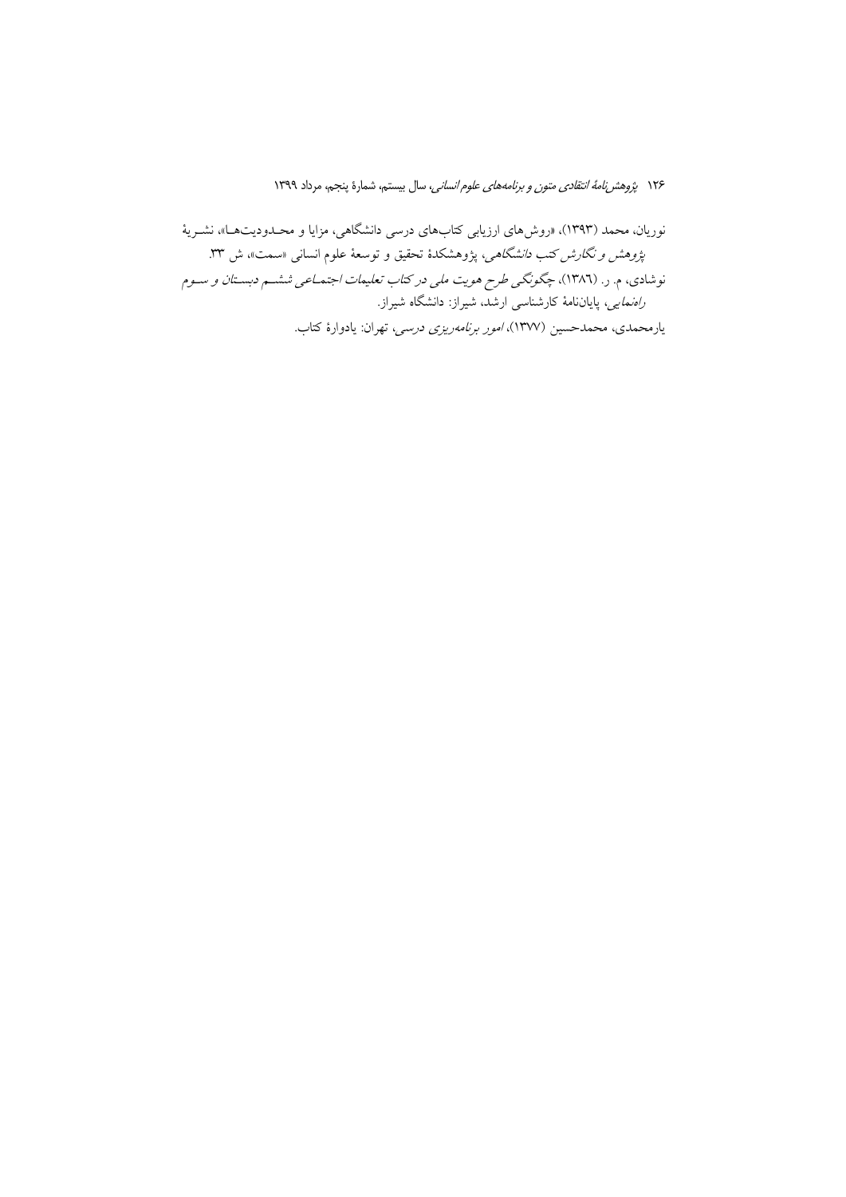نوریان، محمد (۱۳۹۳)، «روش‌های ارزیابی کتاب‌های درسی دانشگاهی، مزایا و محدودیت‌ها»، نشریهٔ *پژوهش و نگارش کتب دانشگاهی*، پژوهشکدهٔ تحقیق و توسعهٔ علوم انسانی «سمت»، ش ۳۳.

نوشادی، م. ر. (۱۳۸٦)، *چگونگی طرح هویت ملی در کتاب تعلیمات اجتماعی ششم دبستان و سوم راهنمایی*، پایان‌نامهٔ کارشناسی ارشد، شیراز: دانشگاه شیراز.

یارمحمدی، محمدحسین (۱۳۷۷)، *امور برنامه‌ریزی درسی*، تهران: یادوارهٔ کتاب.